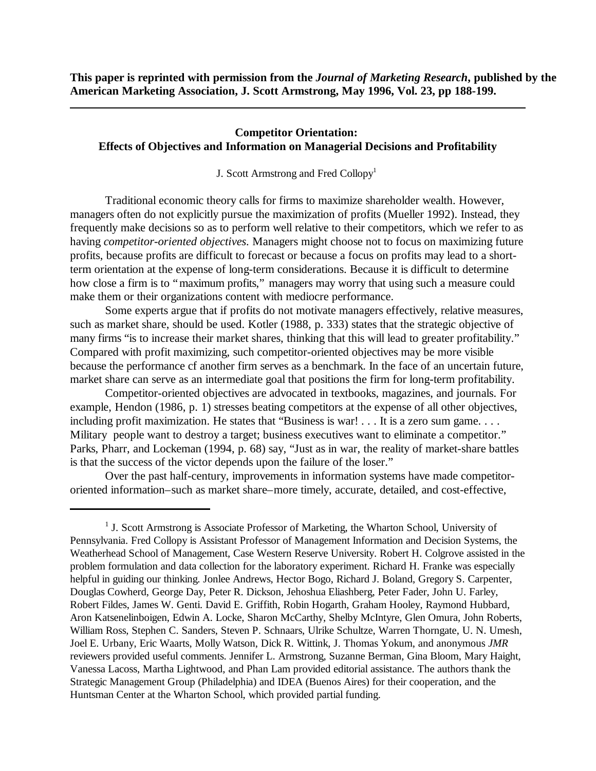**This paper is reprinted with permission from the *Journal of Marketing Research*, published by the American Marketing Association, J. Scott Armstrong, May 1996, Vol. 23, pp 188-199.**

---

# Competitor Orientation: Effects of Objectives and Information on Managerial Decisions and Profitability

J. Scott Armstrong and Fred Collopy[1]

Traditional economic theory calls for firms to maximize shareholder wealth. However, managers often do not explicitly pursue the maximization of profits (Mueller 1992). Instead, they frequently make decisions so as to perform well relative to their competitors, which we refer to as having *competitor-oriented objectives*. Managers might choose not to focus on maximizing future profits, because profits are difficult to forecast or because a focus on profits may lead to a short-term orientation at the expense of long-term considerations. Because it is difficult to determine how close a firm is to "maximum profits," managers may worry that using such a measure could make them or their organizations content with mediocre performance.

Some experts argue that if profits do not motivate managers effectively, relative measures, such as market share, should be used. Kotler (1988, p. 333) states that the strategic objective of many firms "is to increase their market shares, thinking that this will lead to greater profitability." Compared with profit maximizing, such competitor-oriented objectives may be more visible because the performance cf another firm serves as a benchmark. In the face of an uncertain future, market share can serve as an intermediate goal that positions the firm for long-term profitability.

Competitor-oriented objectives are advocated in textbooks, magazines, and journals. For example, Hendon (1986, p. 1) stresses beating competitors at the expense of all other objectives, including profit maximization. He states that "Business is war! . . . It is a zero sum game. . . . Military people want to destroy a target; business executives want to eliminate a competitor." Parks, Pharr, and Lockeman (1994, p. 68) say, "Just as in war, the reality of market-share battles is that the success of the victor depends upon the failure of the loser."

Over the past half-century, improvements in information systems have made competitor-oriented information–such as market share–more timely, accurate, detailed, and cost-effective,

---

[1] J. Scott Armstrong is Associate Professor of Marketing, the Wharton School, University of Pennsylvania. Fred Collopy is Assistant Professor of Management Information and Decision Systems, the Weatherhead School of Management, Case Western Reserve University. Robert H. Colgrove assisted in the problem formulation and data collection for the laboratory experiment. Richard H. Franke was especially helpful in guiding our thinking. Jonlee Andrews, Hector Bogo, Richard J. Boland, Gregory S. Carpenter, Douglas Cowherd, George Day, Peter R. Dickson, Jehoshua Eliashberg, Peter Fader, John U. Farley, Robert Fildes, James W. Genti. David E. Griffith, Robin Hogarth, Graham Hooley, Raymond Hubbard, Aron Katsenelinboigen, Edwin A. Locke, Sharon McCarthy, Shelby McIntyre, Glen Omura, John Roberts, William Ross, Stephen C. Sanders, Steven P. Schnaars, Ulrike Schultze, Warren Thorngate, U. N. Umesh, Joel E. Urbany, Eric Waarts, Molly Watson, Dick R. Wittink, J. Thomas Yokum, and anonymous *JMR* reviewers provided useful comments. Jennifer L. Armstrong, Suzanne Berman, Gina Bloom, Mary Haight, Vanessa Lacoss, Martha Lightwood, and Phan Lam provided editorial assistance. The authors thank the Strategic Management Group (Philadelphia) and IDEA (Buenos Aires) for their cooperation, and the Huntsman Center at the Wharton School, which provided partial funding.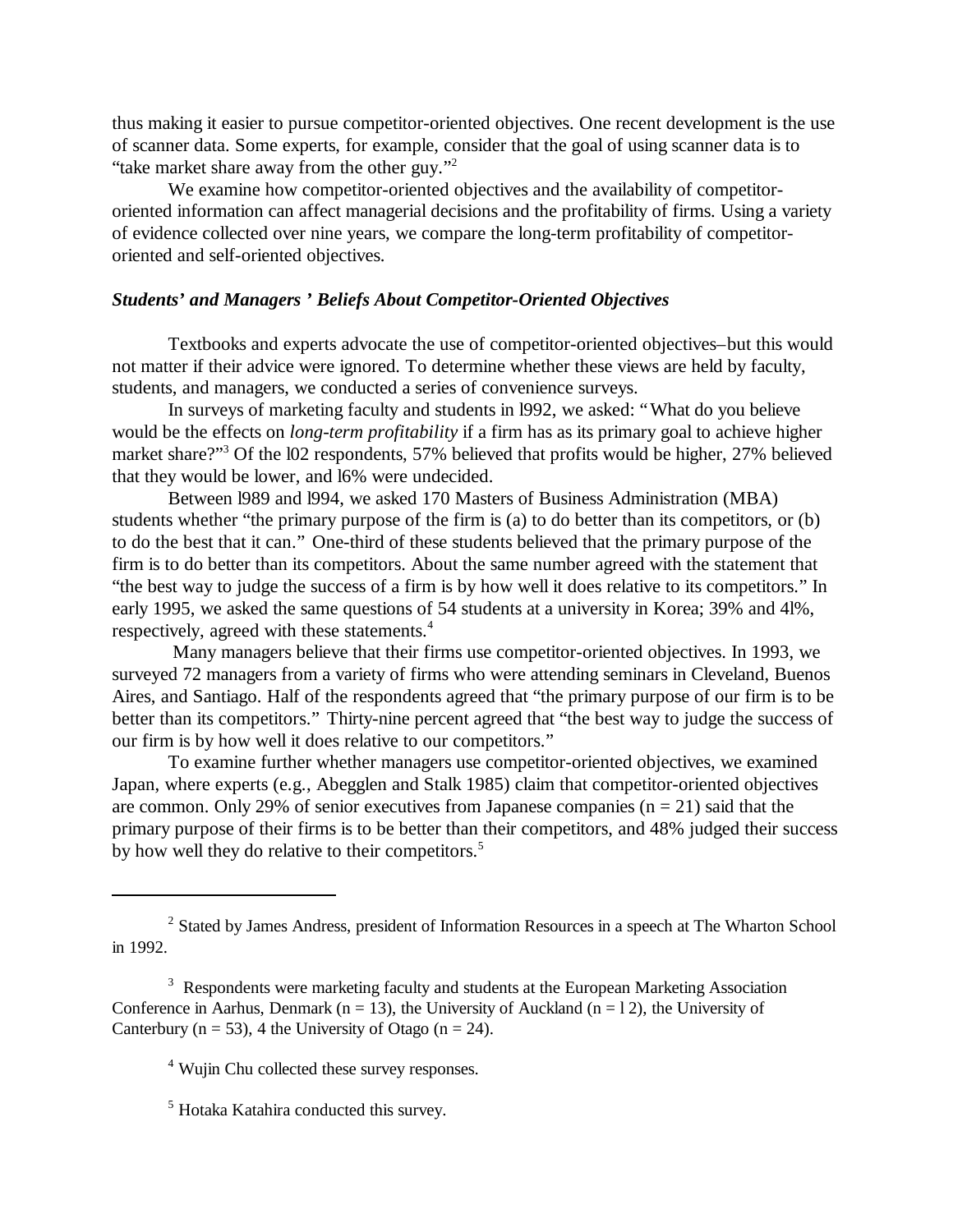thus making it easier to pursue competitor-oriented objectives. One recent development is the use of scanner data. Some experts, for example, consider that the goal of using scanner data is to "take market share away from the other guy."[2]

We examine how competitor-oriented objectives and the availability of competitor-oriented information can affect managerial decisions and the profitability of firms. Using a variety of evidence collected over nine years, we compare the long-term profitability of competitor-oriented and self-oriented objectives.

### *Students' and Managers ' Beliefs About Competitor-Oriented Objectives*

Textbooks and experts advocate the use of competitor-oriented objectives–but this would not matter if their advice were ignored. To determine whether these views are held by faculty, students, and managers, we conducted a series of convenience surveys.

In surveys of marketing faculty and students in l992, we asked: "What do you believe would be the effects on *long-term profitability* if a firm has as its primary goal to achieve higher market share?"[3] Of the l02 respondents, 57% believed that profits would be higher, 27% believed that they would be lower, and l6% were undecided.

Between l989 and l994, we asked 170 Masters of Business Administration (MBA) students whether "the primary purpose of the firm is (a) to do better than its competitors, or (b) to do the best that it can." One-third of these students believed that the primary purpose of the firm is to do better than its competitors. About the same number agreed with the statement that "the best way to judge the success of a firm is by how well it does relative to its competitors." In early 1995, we asked the same questions of 54 students at a university in Korea; 39% and 4l%, respectively, agreed with these statements.[4]

Many managers believe that their firms use competitor-oriented objectives. In 1993, we surveyed 72 managers from a variety of firms who were attending seminars in Cleveland, Buenos Aires, and Santiago. Half of the respondents agreed that "the primary purpose of our firm is to be better than its competitors." Thirty-nine percent agreed that "the best way to judge the success of our firm is by how well it does relative to our competitors."

To examine further whether managers use competitor-oriented objectives, we examined Japan, where experts (e.g., Abegglen and Stalk 1985) claim that competitor-oriented objectives are common. Only 29% of senior executives from Japanese companies ($n = 21$) said that the primary purpose of their firms is to be better than their competitors, and 48% judged their success by how well they do relative to their competitors.[5]

---

[2] Stated by James Andress, president of Information Resources in a speech at The Wharton School in 1992.

[3] Respondents were marketing faculty and students at the European Marketing Association Conference in Aarhus, Denmark ($n = 13$), the University of Auckland ($n = $ l 2), the University of Canterbury ($n = 53$), 4 the University of Otago ($n = 24$).

[4] Wujin Chu collected these survey responses.

[5] Hotaka Katahira conducted this survey.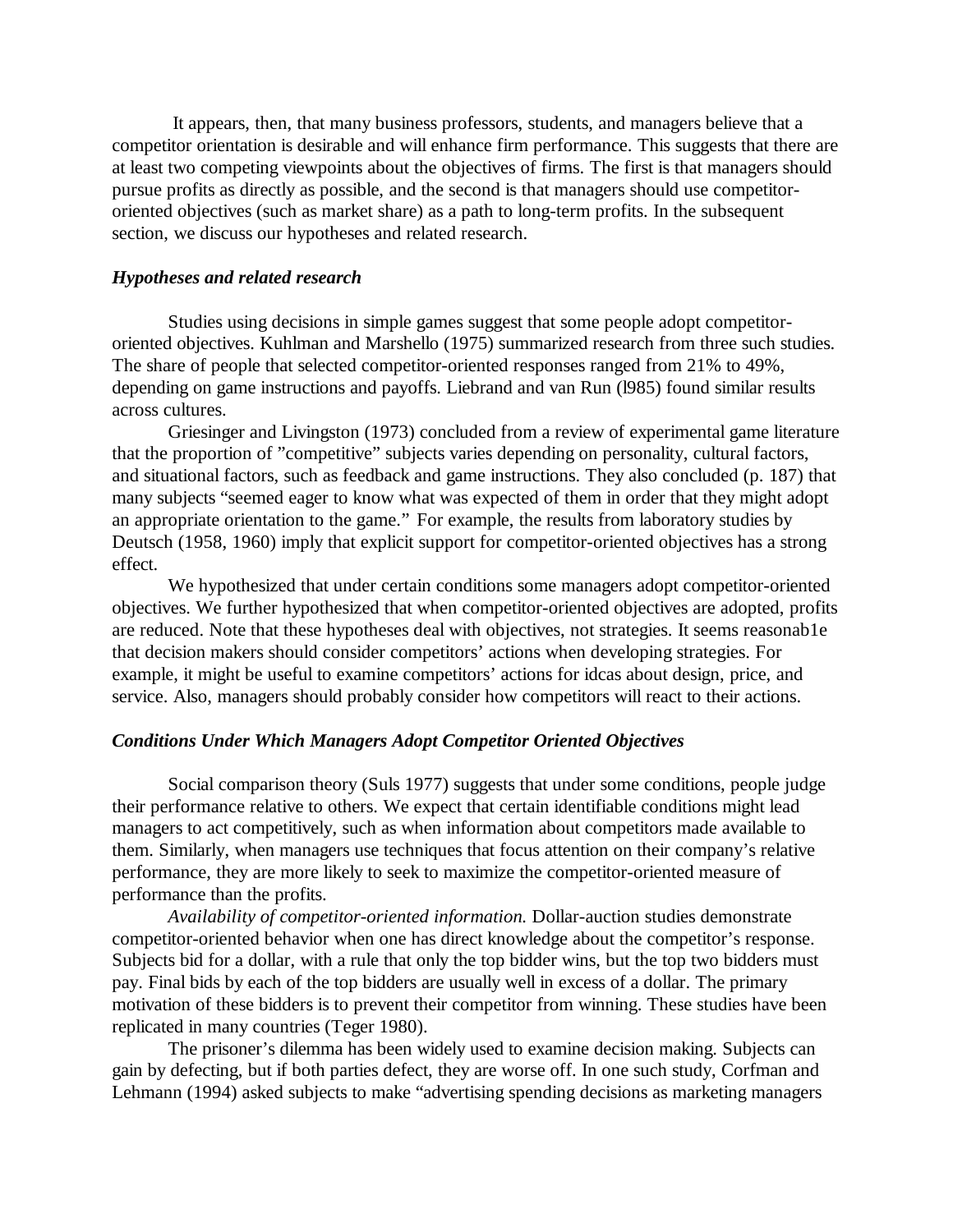It appears, then, that many business professors, students, and managers believe that a competitor orientation is desirable and will enhance firm performance. This suggests that there are at least two competing viewpoints about the objectives of firms. The first is that managers should pursue profits as directly as possible, and the second is that managers should use competitor-oriented objectives (such as market share) as a path to long-term profits. In the subsequent section, we discuss our hypotheses and related research.

### *Hypotheses and related research*

Studies using decisions in simple games suggest that some people adopt competitor-oriented objectives. Kuhlman and Marshello (1975) summarized research from three such studies. The share of people that selected competitor-oriented responses ranged from 21% to 49%, depending on game instructions and payoffs. Liebrand and van Run (l985) found similar results across cultures.

Griesinger and Livingston (1973) concluded from a review of experimental game literature that the proportion of "competitive" subjects varies depending on personality, cultural factors, and situational factors, such as feedback and game instructions. They also concluded (p. 187) that many subjects "seemed eager to know what was expected of them in order that they might adopt an appropriate orientation to the game." For example, the results from laboratory studies by Deutsch (1958, 1960) imply that explicit support for competitor-oriented objectives has a strong effect.

We hypothesized that under certain conditions some managers adopt competitor-oriented objectives. We further hypothesized that when competitor-oriented objectives are adopted, profits are reduced. Note that these hypotheses deal with objectives, not strategies. It seems reasonab1e that decision makers should consider competitors' actions when developing strategies. For example, it might be useful to examine competitors' actions for idcas about design, price, and service. Also, managers should probably consider how competitors will react to their actions.

### *Conditions Under Which Managers Adopt Competitor Oriented Objectives*

Social comparison theory (Suls 1977) suggests that under some conditions, people judge their performance relative to others. We expect that certain identifiable conditions might lead managers to act competitively, such as when information about competitors made available to them. Similarly, when managers use techniques that focus attention on their company's relative performance, they are more likely to seek to maximize the competitor-oriented measure of performance than the profits.

*Availability of competitor-oriented information.* Dollar-auction studies demonstrate competitor-oriented behavior when one has direct knowledge about the competitor's response. Subjects bid for a dollar, with a rule that only the top bidder wins, but the top two bidders must pay. Final bids by each of the top bidders are usually well in excess of a dollar. The primary motivation of these bidders is to prevent their competitor from winning. These studies have been replicated in many countries (Teger 1980).

The prisoner's dilemma has been widely used to examine decision making. Subjects can gain by defecting, but if both parties defect, they are worse off. In one such study, Corfman and Lehmann (1994) asked subjects to make "advertising spending decisions as marketing managers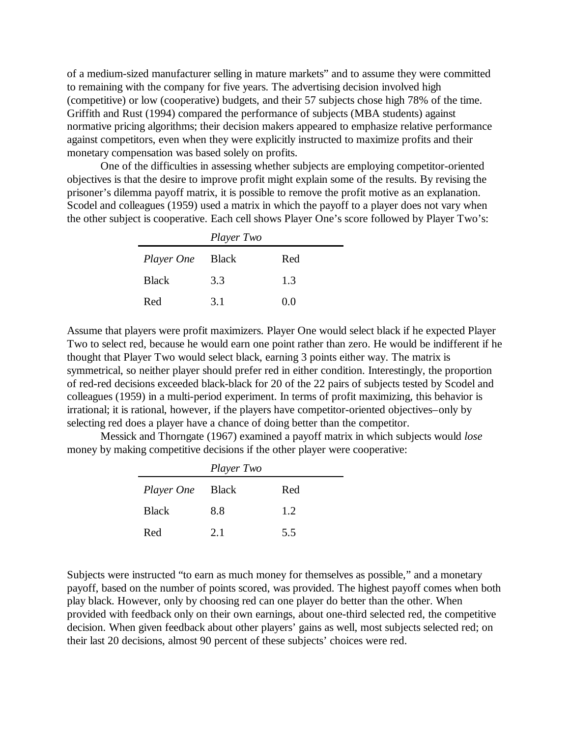of a medium-sized manufacturer selling in mature markets" and to assume they were committed to remaining with the company for five years. The advertising decision involved high (competitive) or low (cooperative) budgets, and their 57 subjects chose high 78% of the time. Griffith and Rust (1994) compared the performance of subjects (MBA students) against normative pricing algorithms; their decision makers appeared to emphasize relative performance against competitors, even when they were explicitly instructed to maximize profits and their monetary compensation was based solely on profits.

One of the difficulties in assessing whether subjects are employing competitor-oriented objectives is that the desire to improve profit might explain some of the results. By revising the prisoner's dilemma payoff matrix, it is possible to remove the profit motive as an explanation. Scodel and colleagues (1959) used a matrix in which the payoff to a player does not vary when the other subject is cooperative. Each cell shows Player One's score followed by Player Two's:

| | *Player Two* | |
|---|---|---|
| *Player One* | Black | Red |
| Black | 3.3 | 1.3 |
| Red | 3.1 | 0.0 |

Assume that players were profit maximizers. Player One would select black if he expected Player Two to select red, because he would earn one point rather than zero. He would be indifferent if he thought that Player Two would select black, earning 3 points either way. The matrix is symmetrical, so neither player should prefer red in either condition. Interestingly, the proportion of red-red decisions exceeded black-black for 20 of the 22 pairs of subjects tested by Scodel and colleagues (1959) in a multi-period experiment. In terms of profit maximizing, this behavior is irrational; it is rational, however, if the players have competitor-oriented objectives–only by selecting red does a player have a chance of doing better than the competitor.

Messick and Thorngate (1967) examined a payoff matrix in which subjects would *lose* money by making competitive decisions if the other player were cooperative:

| | *Player Two* | |
|---|---|---|
| *Player One* | Black | Red |
| Black | 8.8 | 1.2 |
| Red | 2.1 | 5.5 |

Subjects were instructed "to earn as much money for themselves as possible," and a monetary payoff, based on the number of points scored, was provided. The highest payoff comes when both play black. However, only by choosing red can one player do better than the other. When provided with feedback only on their own earnings, about one-third selected red, the competitive decision. When given feedback about other players' gains as well, most subjects selected red; on their last 20 decisions, almost 90 percent of these subjects' choices were red.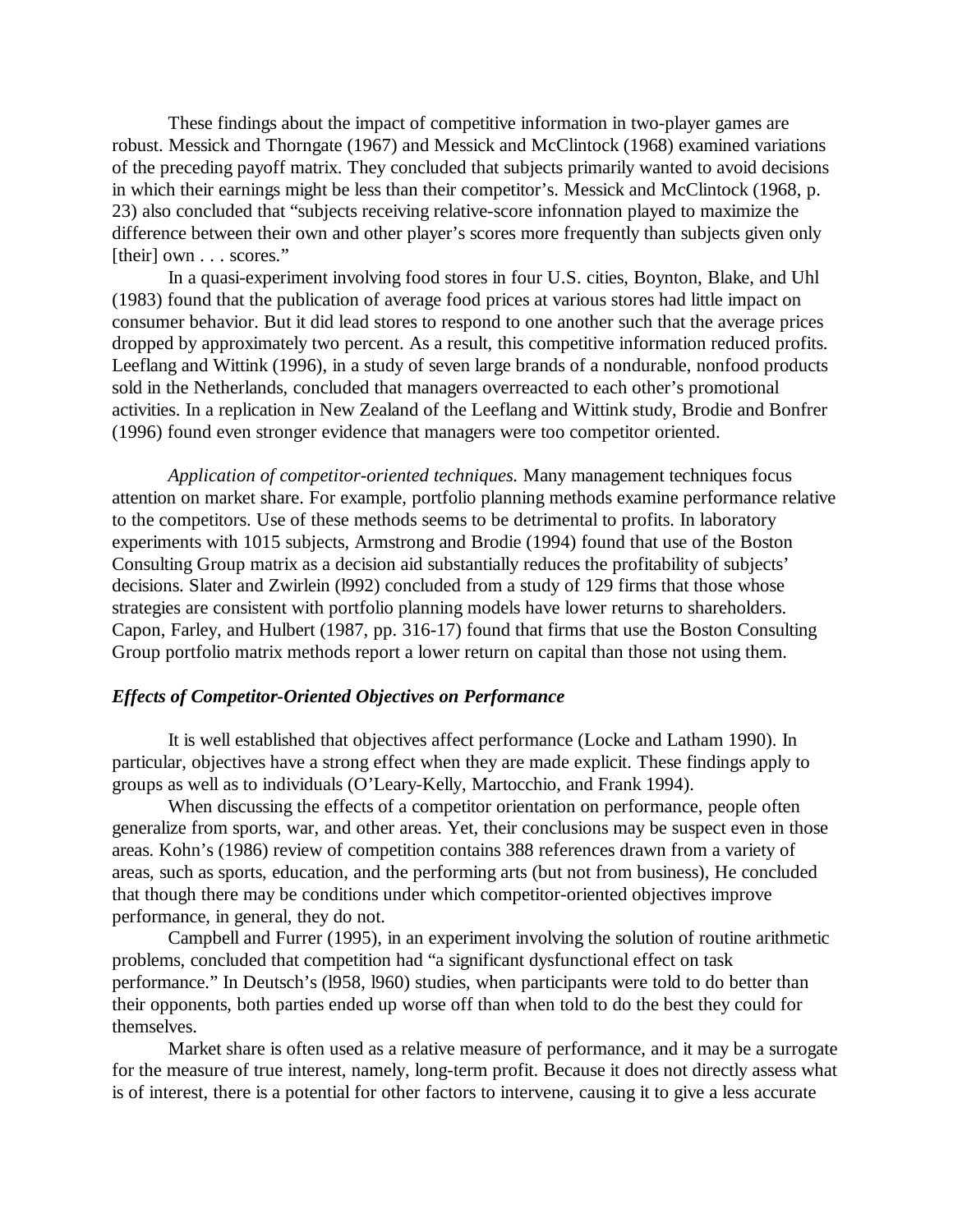These findings about the impact of competitive information in two-player games are robust. Messick and Thorngate (1967) and Messick and McClintock (1968) examined variations of the preceding payoff matrix. They concluded that subjects primarily wanted to avoid decisions in which their earnings might be less than their competitor's. Messick and McClintock (1968, p. 23) also concluded that "subjects receiving relative-score infonnation played to maximize the difference between their own and other player's scores more frequently than subjects given only [their] own . . . scores."

In a quasi-experiment involving food stores in four U.S. cities, Boynton, Blake, and Uhl (1983) found that the publication of average food prices at various stores had little impact on consumer behavior. But it did lead stores to respond to one another such that the average prices dropped by approximately two percent. As a result, this competitive information reduced profits. Leeflang and Wittink (1996), in a study of seven large brands of a nondurable, nonfood products sold in the Netherlands, concluded that managers overreacted to each other's promotional activities. In a replication in New Zealand of the Leeflang and Wittink study, Brodie and Bonfrer (1996) found even stronger evidence that managers were too competitor oriented.

*Application of competitor-oriented techniques.* Many management techniques focus attention on market share. For example, portfolio planning methods examine performance relative to the competitors. Use of these methods seems to be detrimental to profits. In laboratory experiments with 1015 subjects, Armstrong and Brodie (1994) found that use of the Boston Consulting Group matrix as a decision aid substantially reduces the profitability of subjects' decisions. Slater and Zwirlein (l992) concluded from a study of 129 firms that those whose strategies are consistent with portfolio planning models have lower returns to shareholders. Capon, Farley, and Hulbert (1987, pp. 316-17) found that firms that use the Boston Consulting Group portfolio matrix methods report a lower return on capital than those not using them.

### *Effects of Competitor-Oriented Objectives on Performance*

It is well established that objectives affect performance (Locke and Latham 1990). In particular, objectives have a strong effect when they are made explicit. These findings apply to groups as well as to individuals (O'Leary-Kelly, Martocchio, and Frank 1994).

When discussing the effects of a competitor orientation on performance, people often generalize from sports, war, and other areas. Yet, their conclusions may be suspect even in those areas. Kohn's (1986) review of competition contains 388 references drawn from a variety of areas, such as sports, education, and the performing arts (but not from business), He concluded that though there may be conditions under which competitor-oriented objectives improve performance, in general, they do not.

Campbell and Furrer (1995), in an experiment involving the solution of routine arithmetic problems, concluded that competition had "a significant dysfunctional effect on task performance." In Deutsch's (l958, l960) studies, when participants were told to do better than their opponents, both parties ended up worse off than when told to do the best they could for themselves.

Market share is often used as a relative measure of performance, and it may be a surrogate for the measure of true interest, namely, long-term profit. Because it does not directly assess what is of interest, there is a potential for other factors to intervene, causing it to give a less accurate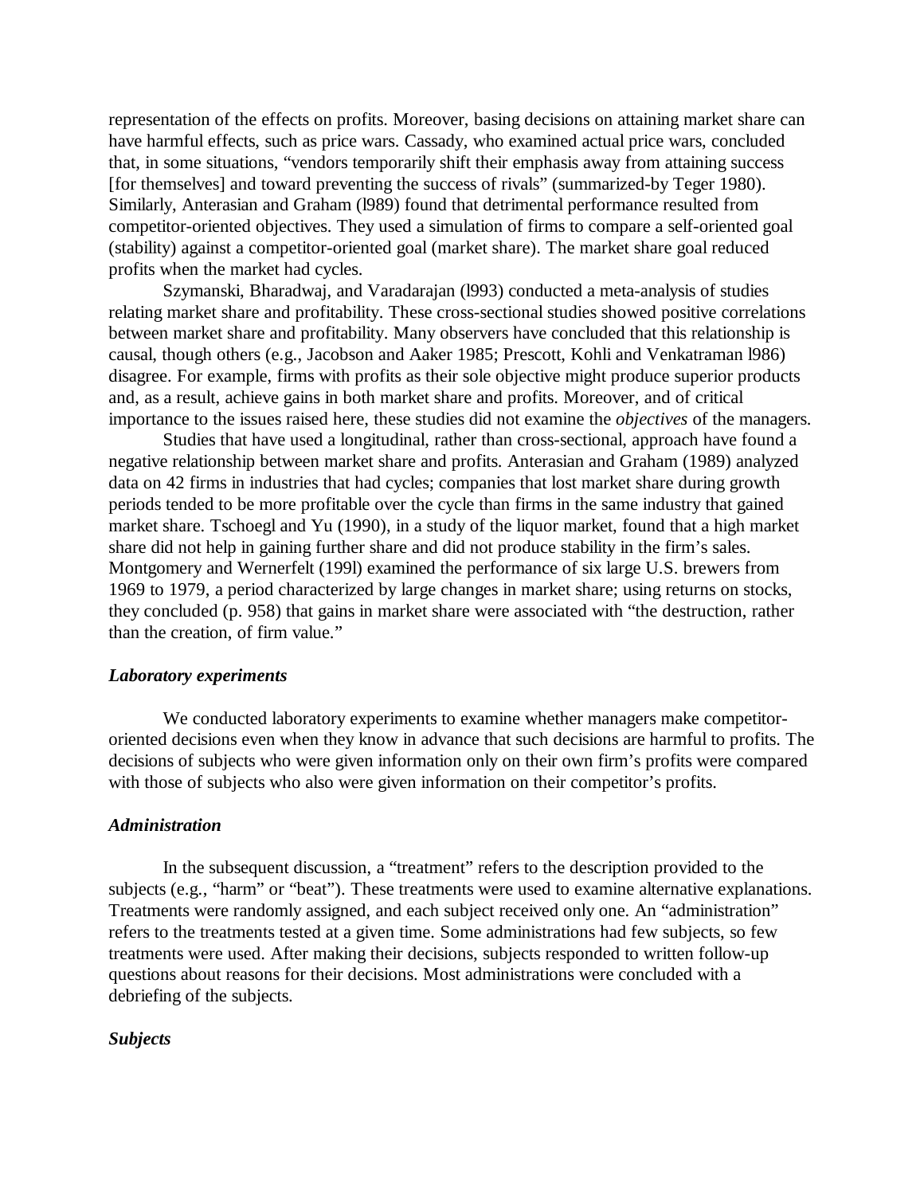representation of the effects on profits. Moreover, basing decisions on attaining market share can have harmful effects, such as price wars. Cassady, who examined actual price wars, concluded that, in some situations, "vendors temporarily shift their emphasis away from attaining success [for themselves] and toward preventing the success of rivals" (summarized-by Teger 1980). Similarly, Anterasian and Graham (l989) found that detrimental performance resulted from competitor-oriented objectives. They used a simulation of firms to compare a self-oriented goal (stability) against a competitor-oriented goal (market share). The market share goal reduced profits when the market had cycles.

Szymanski, Bharadwaj, and Varadarajan (l993) conducted a meta-analysis of studies relating market share and profitability. These cross-sectional studies showed positive correlations between market share and profitability. Many observers have concluded that this relationship is causal, though others (e.g., Jacobson and Aaker 1985; Prescott, Kohli and Venkatraman l986) disagree. For example, firms with profits as their sole objective might produce superior products and, as a result, achieve gains in both market share and profits. Moreover, and of critical importance to the issues raised here, these studies did not examine the *objectives* of the managers.

Studies that have used a longitudinal, rather than cross-sectional, approach have found a negative relationship between market share and profits. Anterasian and Graham (1989) analyzed data on 42 firms in industries that had cycles; companies that lost market share during growth periods tended to be more profitable over the cycle than firms in the same industry that gained market share. Tschoegl and Yu (1990), in a study of the liquor market, found that a high market share did not help in gaining further share and did not produce stability in the firm's sales. Montgomery and Wernerfelt (199l) examined the performance of six large U.S. brewers from 1969 to 1979, a period characterized by large changes in market share; using returns on stocks, they concluded (p. 958) that gains in market share were associated with "the destruction, rather than the creation, of firm value."

### *Laboratory experiments*

We conducted laboratory experiments to examine whether managers make competitor-oriented decisions even when they know in advance that such decisions are harmful to profits. The decisions of subjects who were given information only on their own firm's profits were compared with those of subjects who also were given information on their competitor's profits.

### *Administration*

In the subsequent discussion, a "treatment" refers to the description provided to the subjects (e.g., "harm" or "beat"). These treatments were used to examine alternative explanations. Treatments were randomly assigned, and each subject received only one. An "administration" refers to the treatments tested at a given time. Some administrations had few subjects, so few treatments were used. After making their decisions, subjects responded to written follow-up questions about reasons for their decisions. Most administrations were concluded with a debriefing of the subjects.

### *Subjects*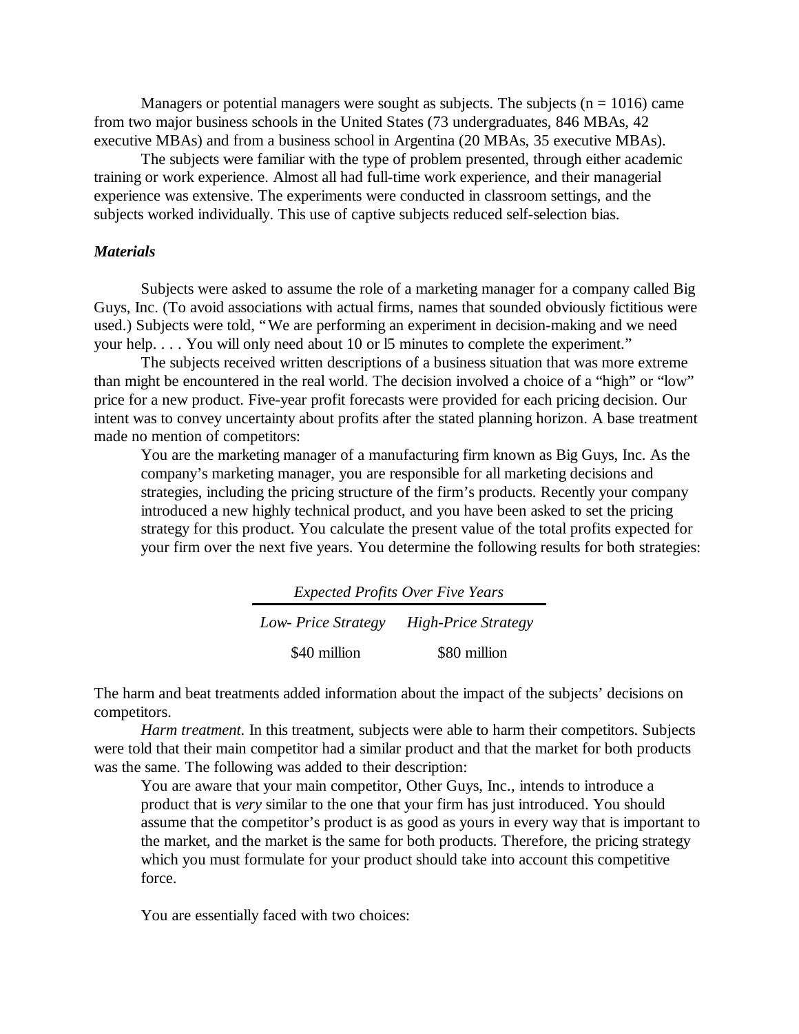Managers or potential managers were sought as subjects. The subjects (n = 1016) came from two major business schools in the United States (73 undergraduates, 846 MBAs, 42 executive MBAs) and from a business school in Argentina (20 MBAs, 35 executive MBAs).

The subjects were familiar with the type of problem presented, through either academic training or work experience. Almost all had full-time work experience, and their managerial experience was extensive. The experiments were conducted in classroom settings, and the subjects worked individually. This use of captive subjects reduced self-selection bias.

### *Materials*

Subjects were asked to assume the role of a marketing manager for a company called Big Guys, Inc. (To avoid associations with actual firms, names that sounded obviously fictitious were used.) Subjects were told, "We are performing an experiment in decision-making and we need your help. . . . You will only need about 10 or l5 minutes to complete the experiment."

The subjects received written descriptions of a business situation that was more extreme than might be encountered in the real world. The decision involved a choice of a "high" or "low" price for a new product. Five-year profit forecasts were provided for each pricing decision. Our intent was to convey uncertainty about profits after the stated planning horizon. A base treatment made no mention of competitors:

> You are the marketing manager of a manufacturing firm known as Big Guys, Inc. As the company's marketing manager, you are responsible for all marketing decisions and strategies, including the pricing structure of the firm's products. Recently your company introduced a new highly technical product, and you have been asked to set the pricing strategy for this product. You calculate the present value of the total profits expected for your firm over the next five years. You determine the following results for both strategies:

| *Expected Profits Over Five Years* | |
|---|---|
| *Low- Price Strategy* | *High-Price Strategy* |
| \$40 million | \$80 million |

The harm and beat treatments added information about the impact of the subjects' decisions on competitors.

*Harm treatment*. In this treatment, subjects were able to harm their competitors. Subjects were told that their main competitor had a similar product and that the market for both products was the same. The following was added to their description:

> You are aware that your main competitor, Other Guys, Inc., intends to introduce a product that is *very* similar to the one that your firm has just introduced. You should assume that the competitor's product is as good as yours in every way that is important to the market, and the market is the same for both products. Therefore, the pricing strategy which you must formulate for your product should take into account this competitive force.
>
> You are essentially faced with two choices: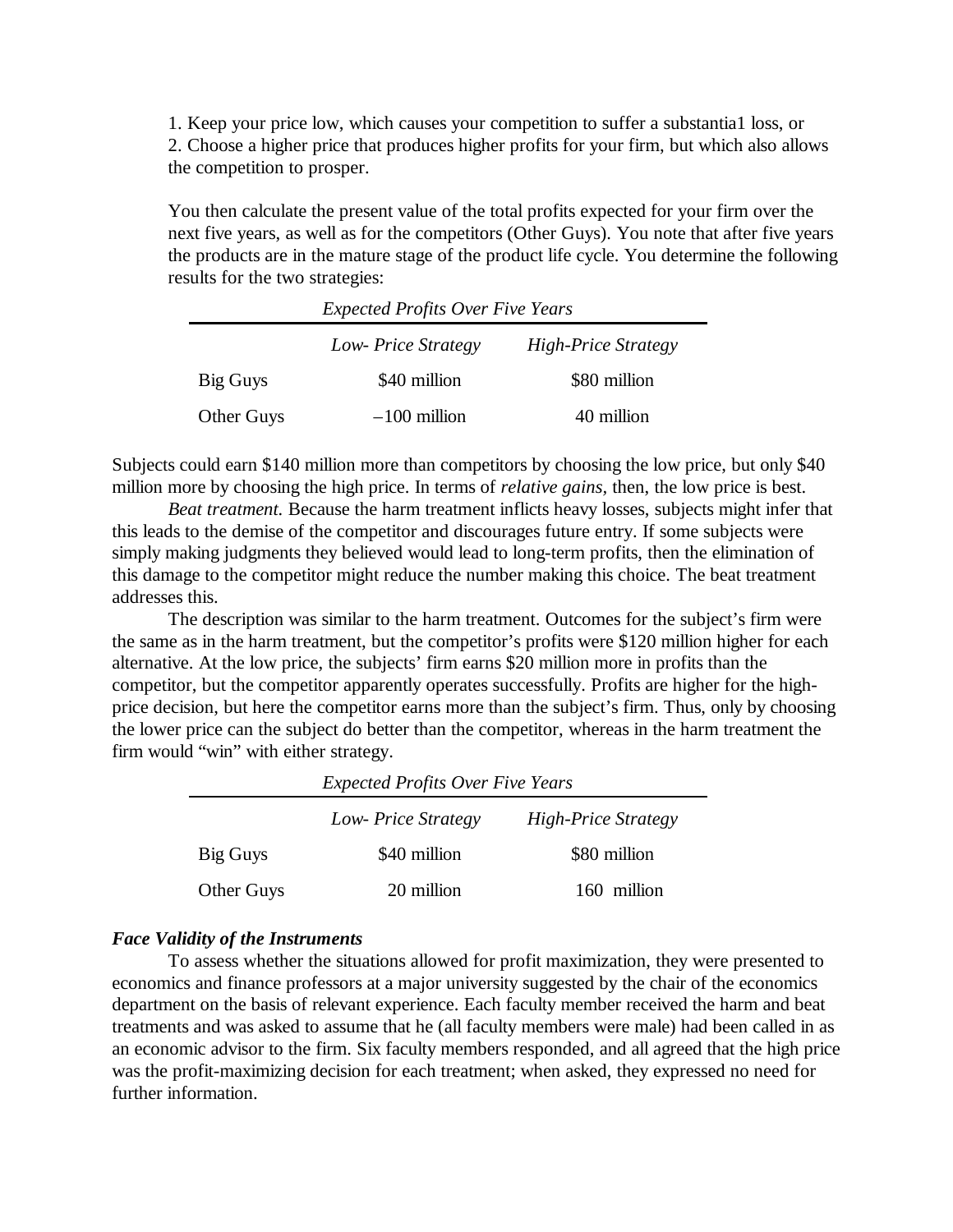1. Keep your price low, which causes your competition to suffer a substantia1 loss, or
2. Choose a higher price that produces higher profits for your firm, but which also allows the competition to prosper.

You then calculate the present value of the total profits expected for your firm over the next five years, as well as for the competitors (Other Guys). You note that after five years the products are in the mature stage of the product life cycle. You determine the following results for the two strategies:

*Expected Profits Over Five Years*

| | *Low- Price Strategy* | *High-Price Strategy* |
|---|---|---|
| Big Guys | \$40 million | \$80 million |
| Other Guys | –100 million | 40 million |

Subjects could earn \$140 million more than competitors by choosing the low price, but only \$40 million more by choosing the high price. In terms of *relative gains*, then, the low price is best.

*Beat treatment.* Because the harm treatment inflicts heavy losses, subjects might infer that this leads to the demise of the competitor and discourages future entry. If some subjects were simply making judgments they believed would lead to long-term profits, then the elimination of this damage to the competitor might reduce the number making this choice. The beat treatment addresses this.

The description was similar to the harm treatment. Outcomes for the subject's firm were the same as in the harm treatment, but the competitor's profits were \$120 million higher for each alternative. At the low price, the subjects' firm earns \$20 million more in profits than the competitor, but the competitor apparently operates successfully. Profits are higher for the high-price decision, but here the competitor earns more than the subject's firm. Thus, only by choosing the lower price can the subject do better than the competitor, whereas in the harm treatment the firm would "win" with either strategy.

*Expected Profits Over Five Years*

| | *Low- Price Strategy* | *High-Price Strategy* |
|---|---|---|
| Big Guys | \$40 million | \$80 million |
| Other Guys | 20 million | 160 million |

### *Face Validity of the Instruments*

To assess whether the situations allowed for profit maximization, they were presented to economics and finance professors at a major university suggested by the chair of the economics department on the basis of relevant experience. Each faculty member received the harm and beat treatments and was asked to assume that he (all faculty members were male) had been called in as an economic advisor to the firm. Six faculty members responded, and all agreed that the high price was the profit-maximizing decision for each treatment; when asked, they expressed no need for further information.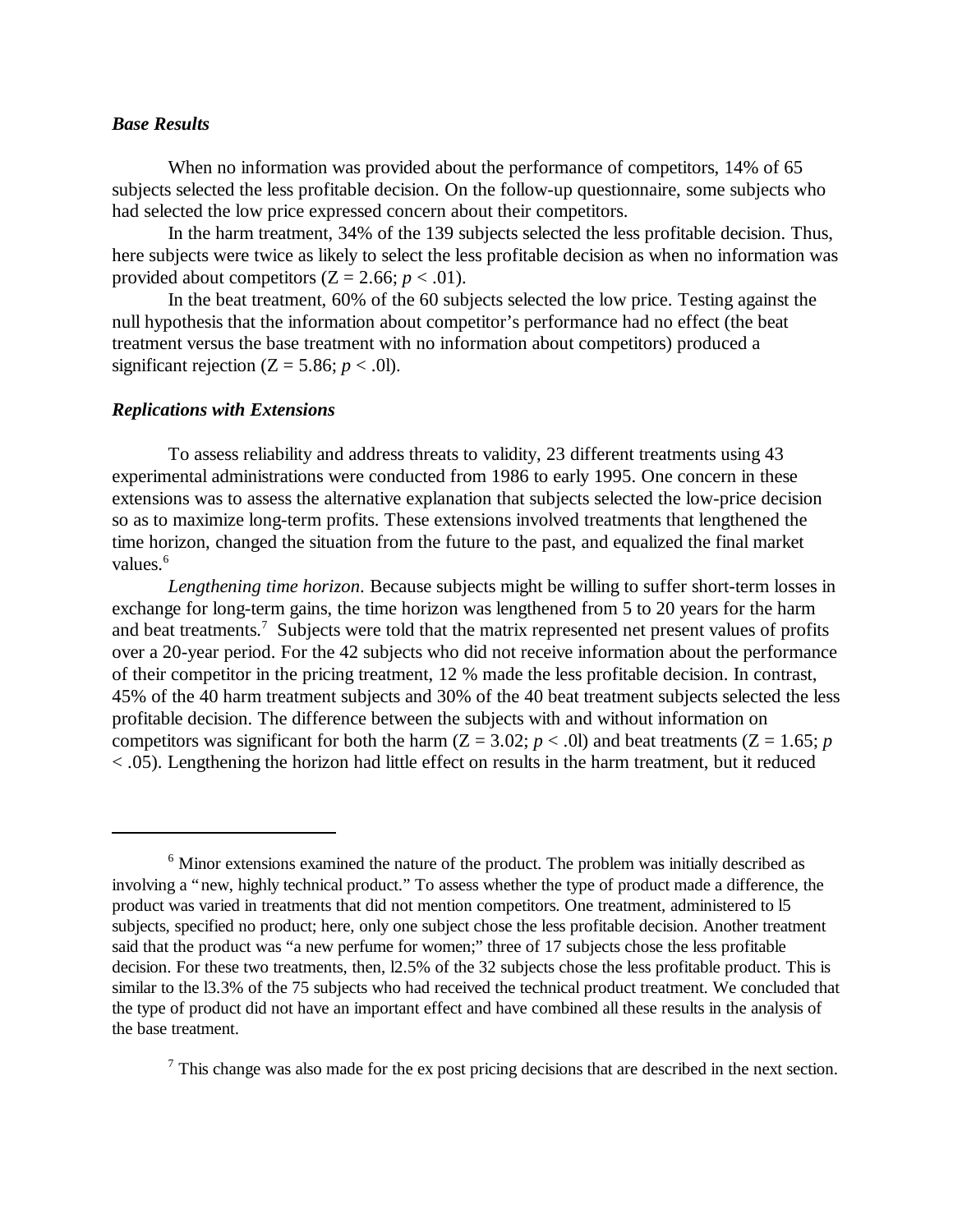### *Base Results*

When no information was provided about the performance of competitors, 14% of 65 subjects selected the less profitable decision. On the follow-up questionnaire, some subjects who had selected the low price expressed concern about their competitors.

In the harm treatment, 34% of the 139 subjects selected the less profitable decision. Thus, here subjects were twice as likely to select the less profitable decision as when no information was provided about competitors ($Z = 2.66$; $p < .01$).

In the beat treatment, 60% of the 60 subjects selected the low price. Testing against the null hypothesis that the information about competitor's performance had no effect (the beat treatment versus the base treatment with no information about competitors) produced a significant rejection ($Z = 5.86$; $p < .0l$).

### *Replications with Extensions*

To assess reliability and address threats to validity, 23 different treatments using 43 experimental administrations were conducted from 1986 to early 1995. One concern in these extensions was to assess the alternative explanation that subjects selected the low-price decision so as to maximize long-term profits. These extensions involved treatments that lengthened the time horizon, changed the situation from the future to the past, and equalized the final market values.[6]

*Lengthening time horizon*. Because subjects might be willing to suffer short-term losses in exchange for long-term gains, the time horizon was lengthened from 5 to 20 years for the harm and beat treatments.[7] Subjects were told that the matrix represented net present values of profits over a 20-year period. For the 42 subjects who did not receive information about the performance of their competitor in the pricing treatment, 12 % made the less profitable decision. In contrast, 45% of the 40 harm treatment subjects and 30% of the 40 beat treatment subjects selected the less profitable decision. The difference between the subjects with and without information on competitors was significant for both the harm ($Z = 3.02$; $p < .0l$) and beat treatments ($Z = 1.65$; $p < .05$). Lengthening the horizon had little effect on results in the harm treatment, but it reduced

---

[6] Minor extensions examined the nature of the product. The problem was initially described as involving a "new, highly technical product." To assess whether the type of product made a difference, the product was varied in treatments that did not mention competitors. One treatment, administered to l5 subjects, specified no product; here, only one subject chose the less profitable decision. Another treatment said that the product was "a new perfume for women;" three of 17 subjects chose the less profitable decision. For these two treatments, then, l2.5% of the 32 subjects chose the less profitable product. This is similar to the l3.3% of the 75 subjects who had received the technical product treatment. We concluded that the type of product did not have an important effect and have combined all these results in the analysis of the base treatment.

[7] This change was also made for the ex post pricing decisions that are described in the next section.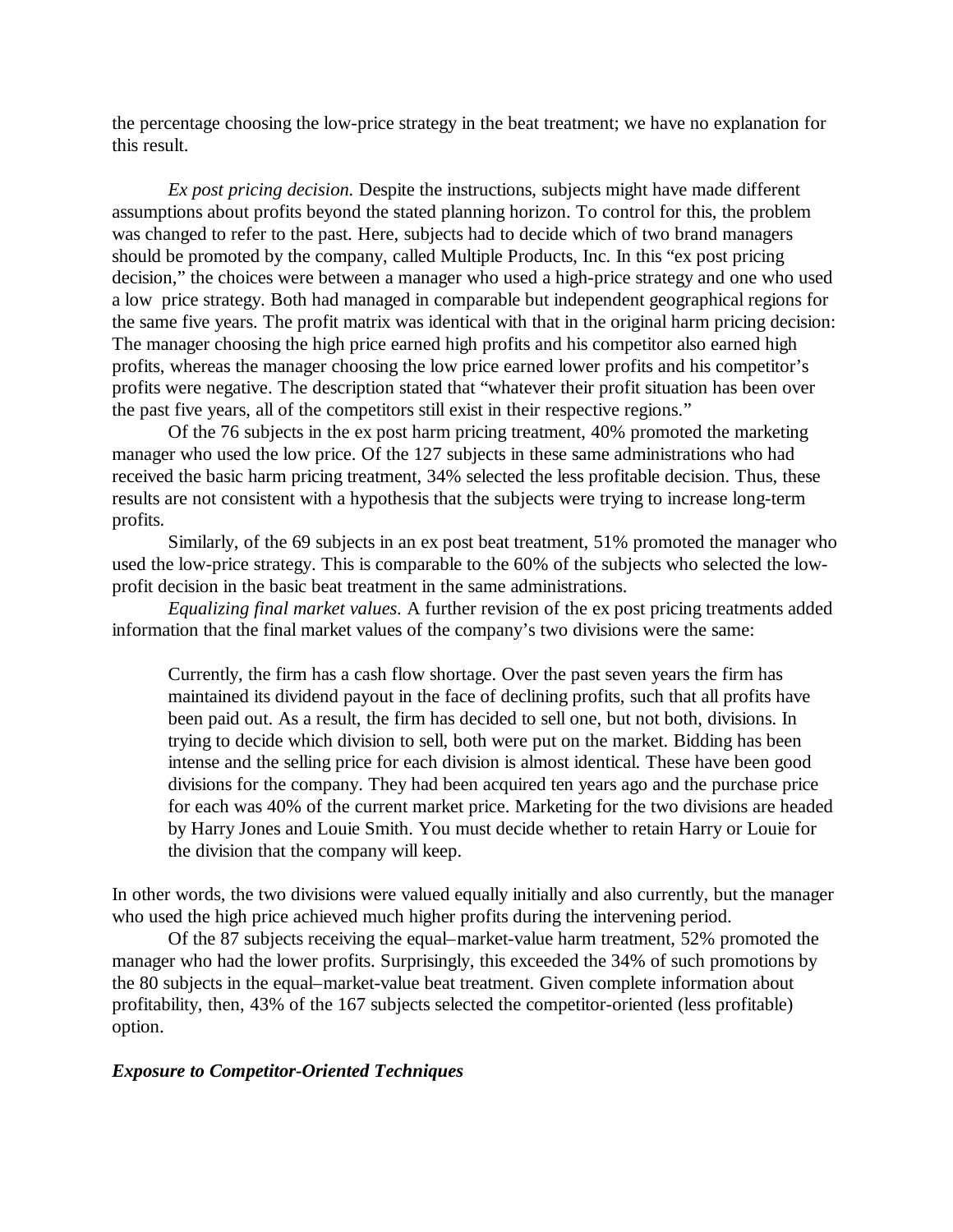the percentage choosing the low-price strategy in the beat treatment; we have no explanation for this result.

*Ex post pricing decision.* Despite the instructions, subjects might have made different assumptions about profits beyond the stated planning horizon. To control for this, the problem was changed to refer to the past. Here, subjects had to decide which of two brand managers should be promoted by the company, called Multiple Products, Inc. In this "ex post pricing decision," the choices were between a manager who used a high-price strategy and one who used a low price strategy. Both had managed in comparable but independent geographical regions for the same five years. The profit matrix was identical with that in the original harm pricing decision: The manager choosing the high price earned high profits and his competitor also earned high profits, whereas the manager choosing the low price earned lower profits and his competitor's profits were negative. The description stated that "whatever their profit situation has been over the past five years, all of the competitors still exist in their respective regions."

Of the 76 subjects in the ex post harm pricing treatment, 40% promoted the marketing manager who used the low price. Of the 127 subjects in these same administrations who had received the basic harm pricing treatment, 34% selected the less profitable decision. Thus, these results are not consistent with a hypothesis that the subjects were trying to increase long-term profits.

Similarly, of the 69 subjects in an ex post beat treatment, 51% promoted the manager who used the low-price strategy. This is comparable to the 60% of the subjects who selected the low-profit decision in the basic beat treatment in the same administrations.

*Equalizing final market values*. A further revision of the ex post pricing treatments added information that the final market values of the company's two divisions were the same:

> Currently, the firm has a cash flow shortage. Over the past seven years the firm has maintained its dividend payout in the face of declining profits, such that all profits have been paid out. As a result, the firm has decided to sell one, but not both, divisions. In trying to decide which division to sell, both were put on the market. Bidding has been intense and the selling price for each division is almost identical. These have been good divisions for the company. They had been acquired ten years ago and the purchase price for each was 40% of the current market price. Marketing for the two divisions are headed by Harry Jones and Louie Smith. You must decide whether to retain Harry or Louie for the division that the company will keep.

In other words, the two divisions were valued equally initially and also currently, but the manager who used the high price achieved much higher profits during the intervening period.

Of the 87 subjects receiving the equal–market-value harm treatment, 52% promoted the manager who had the lower profits. Surprisingly, this exceeded the 34% of such promotions by the 80 subjects in the equal–market-value beat treatment. Given complete information about profitability, then, 43% of the 167 subjects selected the competitor-oriented (less profitable) option.

### *Exposure to Competitor-Oriented Techniques*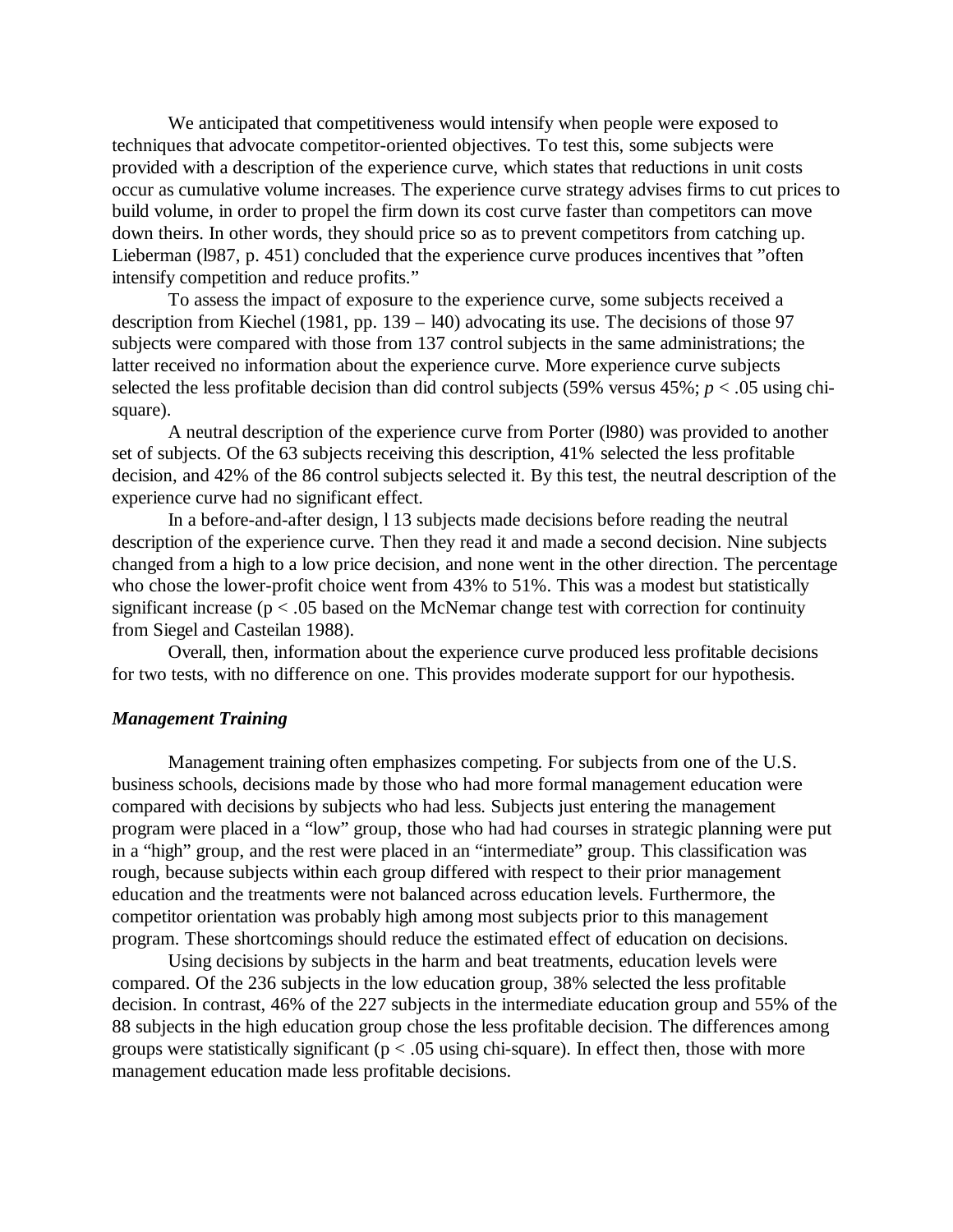We anticipated that competitiveness would intensify when people were exposed to techniques that advocate competitor-oriented objectives. To test this, some subjects were provided with a description of the experience curve, which states that reductions in unit costs occur as cumulative volume increases. The experience curve strategy advises firms to cut prices to build volume, in order to propel the firm down its cost curve faster than competitors can move down theirs. In other words, they should price so as to prevent competitors from catching up. Lieberman (l987, p. 451) concluded that the experience curve produces incentives that "often intensify competition and reduce profits."

To assess the impact of exposure to the experience curve, some subjects received a description from Kiechel (1981, pp. 139 – l40) advocating its use. The decisions of those 97 subjects were compared with those from 137 control subjects in the same administrations; the latter received no information about the experience curve. More experience curve subjects selected the less profitable decision than did control subjects (59% versus 45%; $p < .05$ using chi-square).

A neutral description of the experience curve from Porter (l980) was provided to another set of subjects. Of the 63 subjects receiving this description, 41% selected the less profitable decision, and 42% of the 86 control subjects selected it. By this test, the neutral description of the experience curve had no significant effect.

In a before-and-after design, l 13 subjects made decisions before reading the neutral description of the experience curve. Then they read it and made a second decision. Nine subjects changed from a high to a low price decision, and none went in the other direction. The percentage who chose the lower-profit choice went from 43% to 51%. This was a modest but statistically significant increase ($p < .05$ based on the McNemar change test with correction for continuity from Siegel and Casteilan 1988).

Overall, then, information about the experience curve produced less profitable decisions for two tests, with no difference on one. This provides moderate support for our hypothesis.

### *Management Training*

Management training often emphasizes competing. For subjects from one of the U.S. business schools, decisions made by those who had more formal management education were compared with decisions by subjects who had less. Subjects just entering the management program were placed in a "low" group, those who had had courses in strategic planning were put in a "high" group, and the rest were placed in an "intermediate" group. This classification was rough, because subjects within each group differed with respect to their prior management education and the treatments were not balanced across education levels. Furthermore, the competitor orientation was probably high among most subjects prior to this management program. These shortcomings should reduce the estimated effect of education on decisions.

Using decisions by subjects in the harm and beat treatments, education levels were compared. Of the 236 subjects in the low education group, 38% selected the less profitable decision. In contrast, 46% of the 227 subjects in the intermediate education group and 55% of the 88 subjects in the high education group chose the less profitable decision. The differences among groups were statistically significant ($p < .05$ using chi-square). In effect then, those with more management education made less profitable decisions.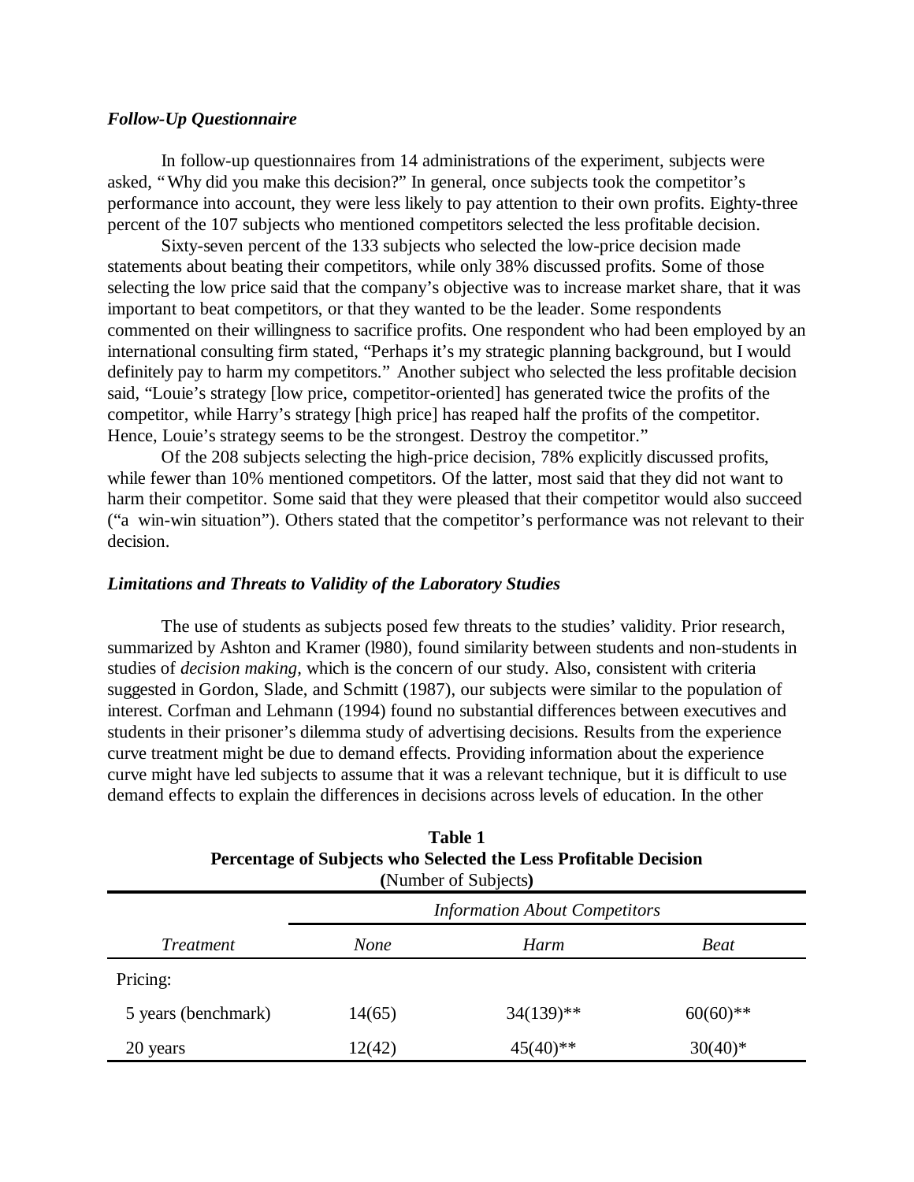### *Follow-Up Questionnaire*

In follow-up questionnaires from 14 administrations of the experiment, subjects were asked, "Why did you make this decision?" In general, once subjects took the competitor's performance into account, they were less likely to pay attention to their own profits. Eighty-three percent of the 107 subjects who mentioned competitors selected the less profitable decision.

Sixty-seven percent of the 133 subjects who selected the low-price decision made statements about beating their competitors, while only 38% discussed profits. Some of those selecting the low price said that the company's objective was to increase market share, that it was important to beat competitors, or that they wanted to be the leader. Some respondents commented on their willingness to sacrifice profits. One respondent who had been employed by an international consulting firm stated, "Perhaps it's my strategic planning background, but I would definitely pay to harm my competitors." Another subject who selected the less profitable decision said, "Louie's strategy [low price, competitor-oriented] has generated twice the profits of the competitor, while Harry's strategy [high price] has reaped half the profits of the competitor. Hence, Louie's strategy seems to be the strongest. Destroy the competitor."

Of the 208 subjects selecting the high-price decision, 78% explicitly discussed profits, while fewer than 10% mentioned competitors. Of the latter, most said that they did not want to harm their competitor. Some said that they were pleased that their competitor would also succeed ("a win-win situation"). Others stated that the competitor's performance was not relevant to their decision.

### *Limitations and Threats to Validity of the Laboratory Studies*

The use of students as subjects posed few threats to the studies' validity. Prior research, summarized by Ashton and Kramer (l980), found similarity between students and non-students in studies of *decision making,* which is the concern of our study. Also, consistent with criteria suggested in Gordon, Slade, and Schmitt (1987), our subjects were similar to the population of interest. Corfman and Lehmann (1994) found no substantial differences between executives and students in their prisoner's dilemma study of advertising decisions. Results from the experience curve treatment might be due to demand effects. Providing information about the experience curve might have led subjects to assume that it was a relevant technique, but it is difficult to use demand effects to explain the differences in decisions across levels of education. In the other

**Table 1**
**Percentage of Subjects who Selected the Less Profitable Decision**
**(**Number of Subjects**)**

| | *Information About Competitors* | | |
|---|---|---|---|
| *Treatment* | *None* | *Harm* | *Beat* |
| Pricing: | | | |
| 5 years (benchmark) | 14(65) | 34(139)** | 60(60)** |
| 20 years | 12(42) | 45(40)** | 30(40)* |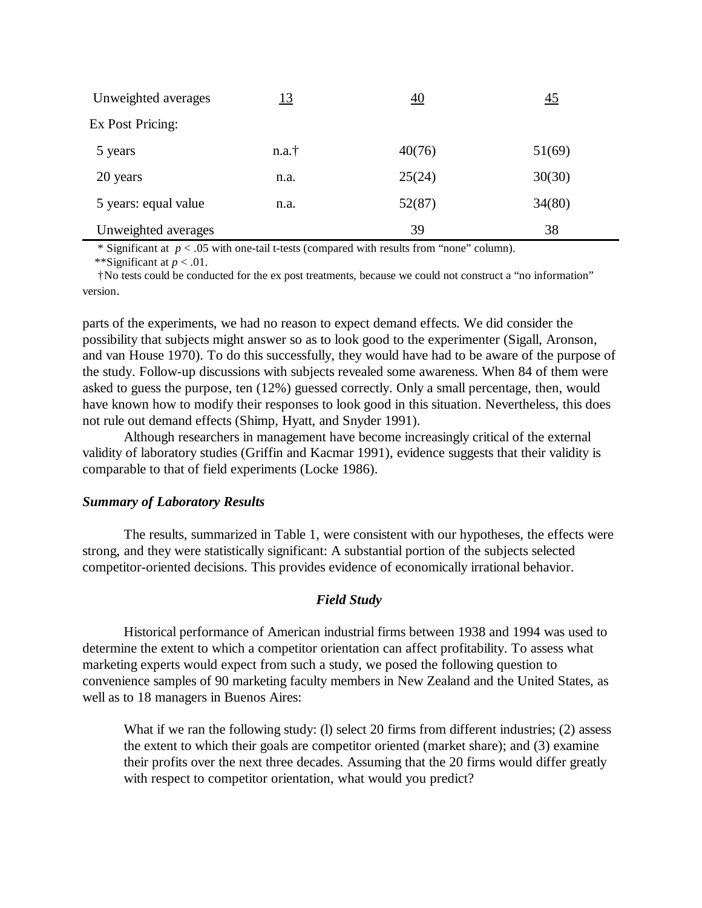| | | | |
|---|---|---|---|
| Unweighted averages | <u>13</u> | <u>40</u> | <u>45</u> |
| Ex Post Pricing: | | | |
| 5 years | n.a.† | 40(76) | 51(69) |
| 20 years | n.a. | 25(24) | 30(30) |
| 5 years: equal value | n.a. | 52(87) | 34(80) |
| Unweighted averages | | 39 | 38 |

\* Significant at $p < .05$ with one-tail t-tests (compared with results from "none" column).

\*\*Significant at $p < .01$.

†No tests could be conducted for the ex post treatments, because we could not construct a "no information" version.

parts of the experiments, we had no reason to expect demand effects. We did consider the possibility that subjects might answer so as to look good to the experimenter (Sigall, Aronson, and van House 1970). To do this successfully, they would have had to be aware of the purpose of the study. Follow-up discussions with subjects revealed some awareness. When 84 of them were asked to guess the purpose, ten (12%) guessed correctly. Only a small percentage, then, would have known how to modify their responses to look good in this situation. Nevertheless, this does not rule out demand effects (Shimp, Hyatt, and Snyder 1991).

Although researchers in management have become increasingly critical of the external validity of laboratory studies (Griffin and Kacmar 1991), evidence suggests that their validity is comparable to that of field experiments (Locke 1986).

***Summary of Laboratory Results***

The results, summarized in Table 1, were consistent with our hypotheses, the effects were strong, and they were statistically significant: A substantial portion of the subjects selected competitor-oriented decisions. This provides evidence of economically irrational behavior.

### *Field Study*

Historical performance of American industrial firms between 1938 and 1994 was used to determine the extent to which a competitor orientation can affect profitability. To assess what marketing experts would expect from such a study, we posed the following question to convenience samples of 90 marketing faculty members in New Zealand and the United States, as well as to 18 managers in Buenos Aires:

> What if we ran the following study: (l) select 20 firms from different industries; (2) assess the extent to which their goals are competitor oriented (market share); and (3) examine their profits over the next three decades. Assuming that the 20 firms would differ greatly with respect to competitor orientation, what would you predict?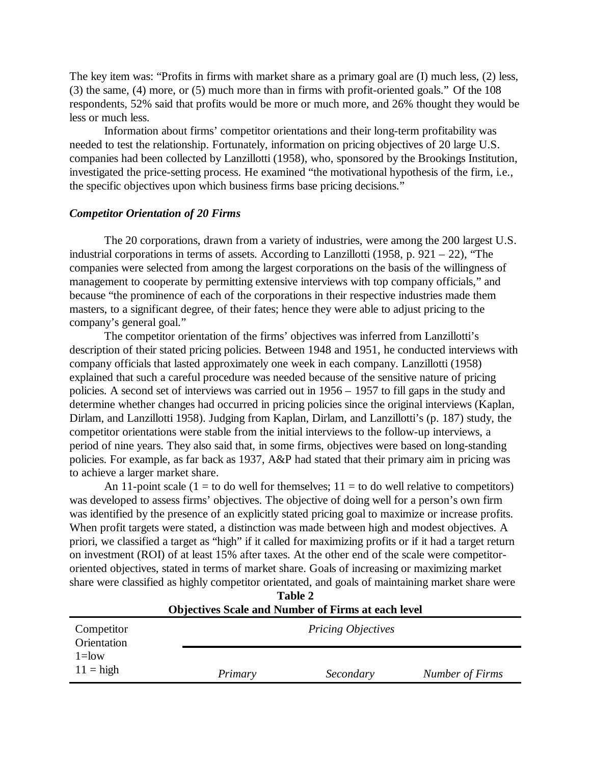The key item was: "Profits in firms with market share as a primary goal are (I) much less, (2) less, (3) the same, (4) more, or (5) much more than in firms with profit-oriented goals." Of the 108 respondents, 52% said that profits would be more or much more, and 26% thought they would be less or much less.

Information about firms' competitor orientations and their long-term profitability was needed to test the relationship. Fortunately, information on pricing objectives of 20 large U.S. companies had been collected by Lanzillotti (1958), who, sponsored by the Brookings Institution, investigated the price-setting process. He examined "the motivational hypothesis of the firm, i.e., the specific objectives upon which business firms base pricing decisions."

### *Competitor Orientation of 20 Firms*

The 20 corporations, drawn from a variety of industries, were among the 200 largest U.S. industrial corporations in terms of assets. According to Lanzillotti (1958, p. 921 – 22), "The companies were selected from among the largest corporations on the basis of the willingness of management to cooperate by permitting extensive interviews with top company officials," and because "the prominence of each of the corporations in their respective industries made them masters, to a significant degree, of their fates; hence they were able to adjust pricing to the company's general goal."

The competitor orientation of the firms' objectives was inferred from Lanzillotti's description of their stated pricing policies. Between 1948 and 1951, he conducted interviews with company officials that lasted approximately one week in each company. Lanzillotti (1958) explained that such a careful procedure was needed because of the sensitive nature of pricing policies. A second set of interviews was carried out in 1956 – 1957 to fill gaps in the study and determine whether changes had occurred in pricing policies since the original interviews (Kaplan, Dirlam, and Lanzillotti 1958). Judging from Kaplan, Dirlam, and Lanzillotti's (p. 187) study, the competitor orientations were stable from the initial interviews to the follow-up interviews, a period of nine years. They also said that, in some firms, objectives were based on long-standing policies. For example, as far back as 1937, A&P had stated that their primary aim in pricing was to achieve a larger market share.

An 11-point scale (1 = to do well for themselves; 11 = to do well relative to competitors) was developed to assess firms' objectives. The objective of doing well for a person's own firm was identified by the presence of an explicitly stated pricing goal to maximize or increase profits. When profit targets were stated, a distinction was made between high and modest objectives. A priori, we classified a target as "high" if it called for maximizing profits or if it had a target return on investment (ROI) of at least 15% after taxes. At the other end of the scale were competitor-oriented objectives, stated in terms of market share. Goals of increasing or maximizing market share were classified as highly competitor orientated, and goals of maintaining market share were

**Table 2**
**Objectives Scale and Number of Firms at each level**

| Competitor Orientation 1=low 11 = high | *Pricing Objectives* | | |
|---|---|---|---|
| | *Primary* | *Secondary* | *Number of Firms* |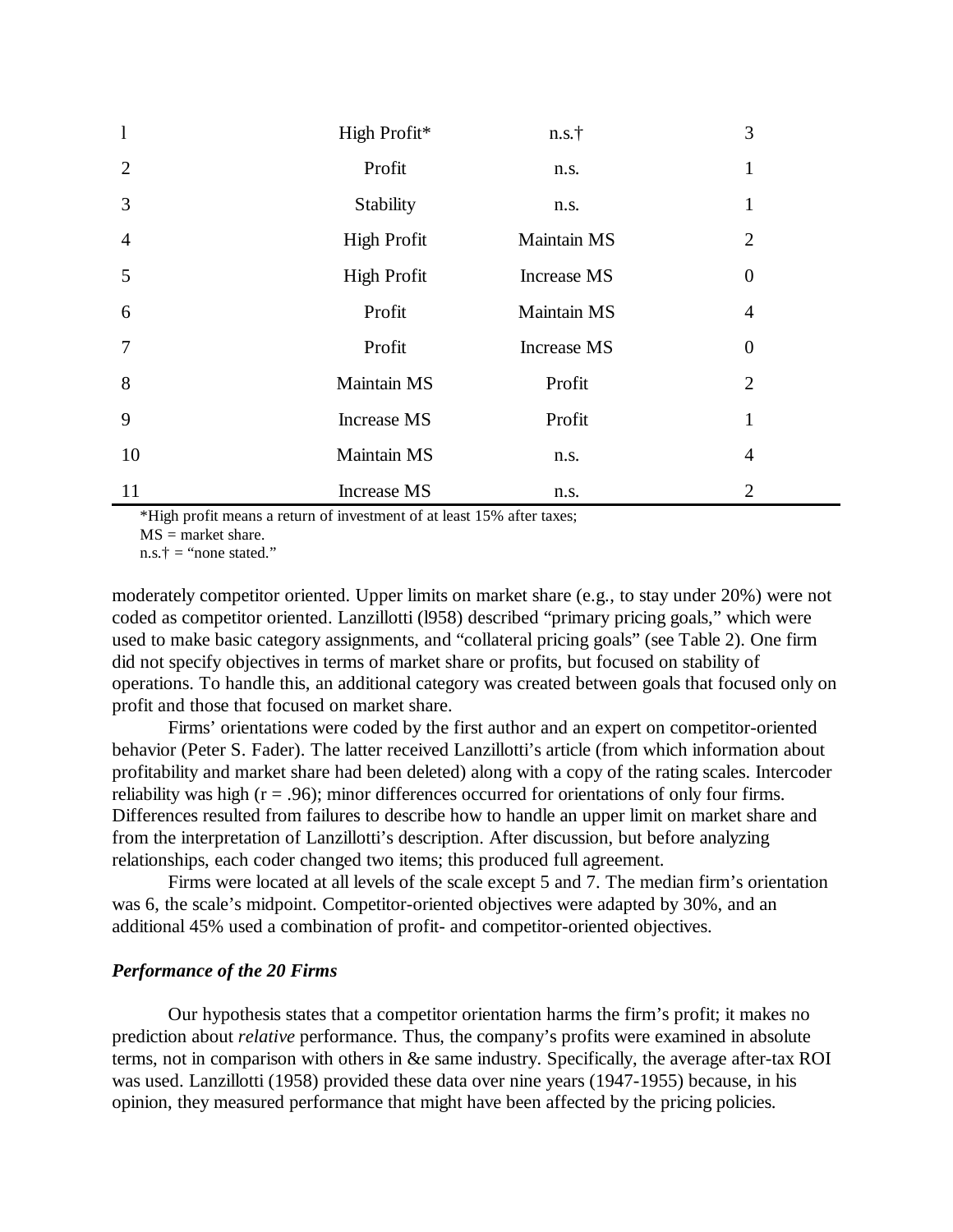| | | | |
|---|---|---|---|
| l | High Profit* | n.s.† | 3 |
| 2 | Profit | n.s. | 1 |
| 3 | Stability | n.s. | 1 |
| 4 | High Profit | Maintain MS | 2 |
| 5 | High Profit | Increase MS | 0 |
| 6 | Profit | Maintain MS | 4 |
| 7 | Profit | Increase MS | 0 |
| 8 | Maintain MS | Profit | 2 |
| 9 | Increase MS | Profit | 1 |
| 10 | Maintain MS | n.s. | 4 |
| 11 | Increase MS | n.s. | 2 |

*High profit means a return of investment of at least 15% after taxes;
MS = market share.
n.s.† = "none stated."

moderately competitor oriented. Upper limits on market share (e.g., to stay under 20%) were not coded as competitor oriented. Lanzillotti (l958) described "primary pricing goals," which were used to make basic category assignments, and "collateral pricing goals" (see Table 2). One firm did not specify objectives in terms of market share or profits, but focused on stability of operations. To handle this, an additional category was created between goals that focused only on profit and those that focused on market share.

Firms' orientations were coded by the first author and an expert on competitor-oriented behavior (Peter S. Fader). The latter received Lanzillotti's article (from which information about profitability and market share had been deleted) along with a copy of the rating scales. Intercoder reliability was high (r = .96); minor differences occurred for orientations of only four firms. Differences resulted from failures to describe how to handle an upper limit on market share and from the interpretation of Lanzillotti's description. After discussion, but before analyzing relationships, each coder changed two items; this produced full agreement.

Firms were located at all levels of the scale except 5 and 7. The median firm's orientation was 6, the scale's midpoint. Competitor-oriented objectives were adapted by 30%, and an additional 45% used a combination of profit- and competitor-oriented objectives.

### *Performance of the 20 Firms*

Our hypothesis states that a competitor orientation harms the firm's profit; it makes no prediction about *relative* performance. Thus, the company's profits were examined in absolute terms, not in comparison with others in &e same industry. Specifically, the average after-tax ROI was used. Lanzillotti (1958) provided these data over nine years (1947-1955) because, in his opinion, they measured performance that might have been affected by the pricing policies.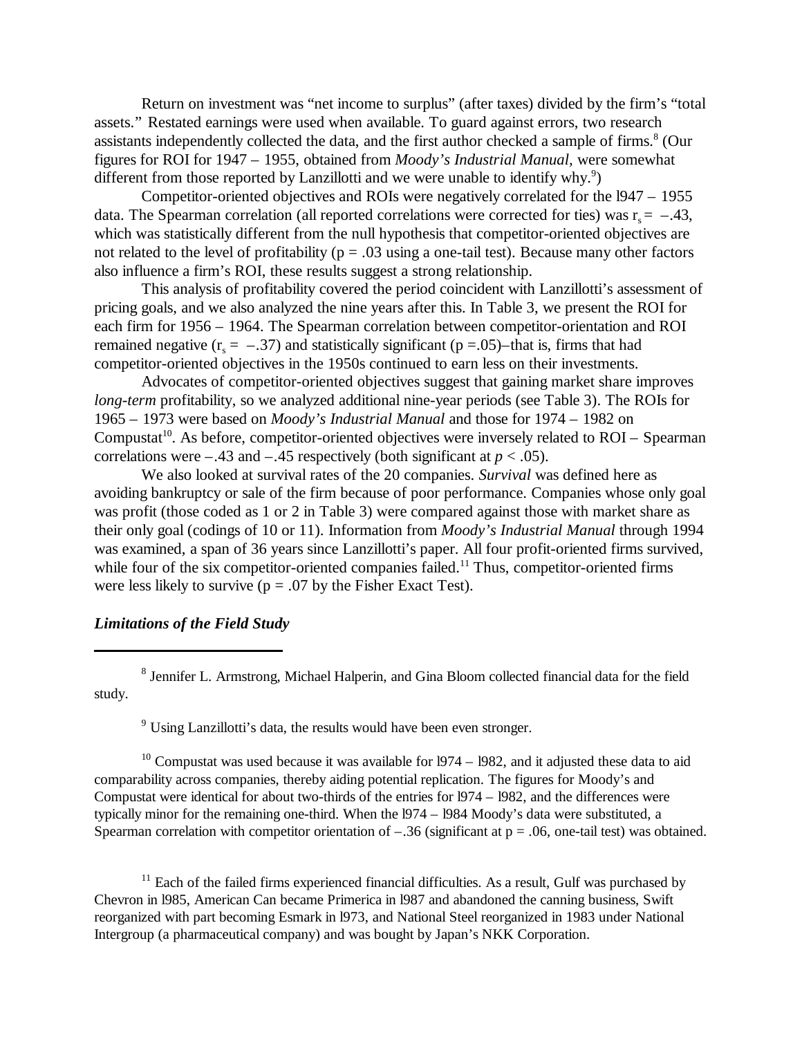Return on investment was "net income to surplus" (after taxes) divided by the firm's "total assets." Restated earnings were used when available. To guard against errors, two research assistants independently collected the data, and the first author checked a sample of firms.[8] (Our figures for ROI for 1947 – 1955, obtained from *Moody's Industrial Manual*, were somewhat different from those reported by Lanzillotti and we were unable to identify why.[9])

Competitor-oriented objectives and ROIs were negatively correlated for the l947 – 1955 data. The Spearman correlation (all reported correlations were corrected for ties) was $r_s = -.43$, which was statistically different from the null hypothesis that competitor-oriented objectives are not related to the level of profitability ($p = .03$ using a one-tail test). Because many other factors also influence a firm's ROI, these results suggest a strong relationship.

This analysis of profitability covered the period coincident with Lanzillotti's assessment of pricing goals, and we also analyzed the nine years after this. In Table 3, we present the ROI for each firm for 1956 – 1964. The Spearman correlation between competitor-orientation and ROI remained negative ($r_s = -.37$) and statistically significant ($p = .05$)–that is, firms that had competitor-oriented objectives in the 1950s continued to earn less on their investments.

Advocates of competitor-oriented objectives suggest that gaining market share improves *long-term* profitability, so we analyzed additional nine-year periods (see Table 3). The ROIs for 1965 – 1973 were based on *Moody's Industrial Manual* and those for 1974 – 1982 on Compustat[10]. As before, competitor-oriented objectives were inversely related to ROI – Spearman correlations were –.43 and –.45 respectively (both significant at $p < .05$).

We also looked at survival rates of the 20 companies. *Survival* was defined here as avoiding bankruptcy or sale of the firm because of poor performance. Companies whose only goal was profit (those coded as 1 or 2 in Table 3) were compared against those with market share as their only goal (codings of 10 or 11). Information from *Moody's Industrial Manual* through 1994 was examined, a span of 36 years since Lanzillotti's paper. All four profit-oriented firms survived, while four of the six competitor-oriented companies failed.[11] Thus, competitor-oriented firms were less likely to survive ($p = .07$ by the Fisher Exact Test).

### *Limitations of the Field Study*

---

[8] Jennifer L. Armstrong, Michael Halperin, and Gina Bloom collected financial data for the field study.

[9] Using Lanzillotti's data, the results would have been even stronger.

[10] Compustat was used because it was available for l974 – l982, and it adjusted these data to aid comparability across companies, thereby aiding potential replication. The figures for Moody's and Compustat were identical for about two-thirds of the entries for l974 – l982, and the differences were typically minor for the remaining one-third. When the l974 – l984 Moody's data were substituted, a Spearman correlation with competitor orientation of –.36 (significant at $p = .06$, one-tail test) was obtained.

[11] Each of the failed firms experienced financial difficulties. As a result, Gulf was purchased by Chevron in l985, American Can became Primerica in l987 and abandoned the canning business, Swift reorganized with part becoming Esmark in l973, and National Steel reorganized in 1983 under National Intergroup (a pharmaceutical company) and was bought by Japan's NKK Corporation.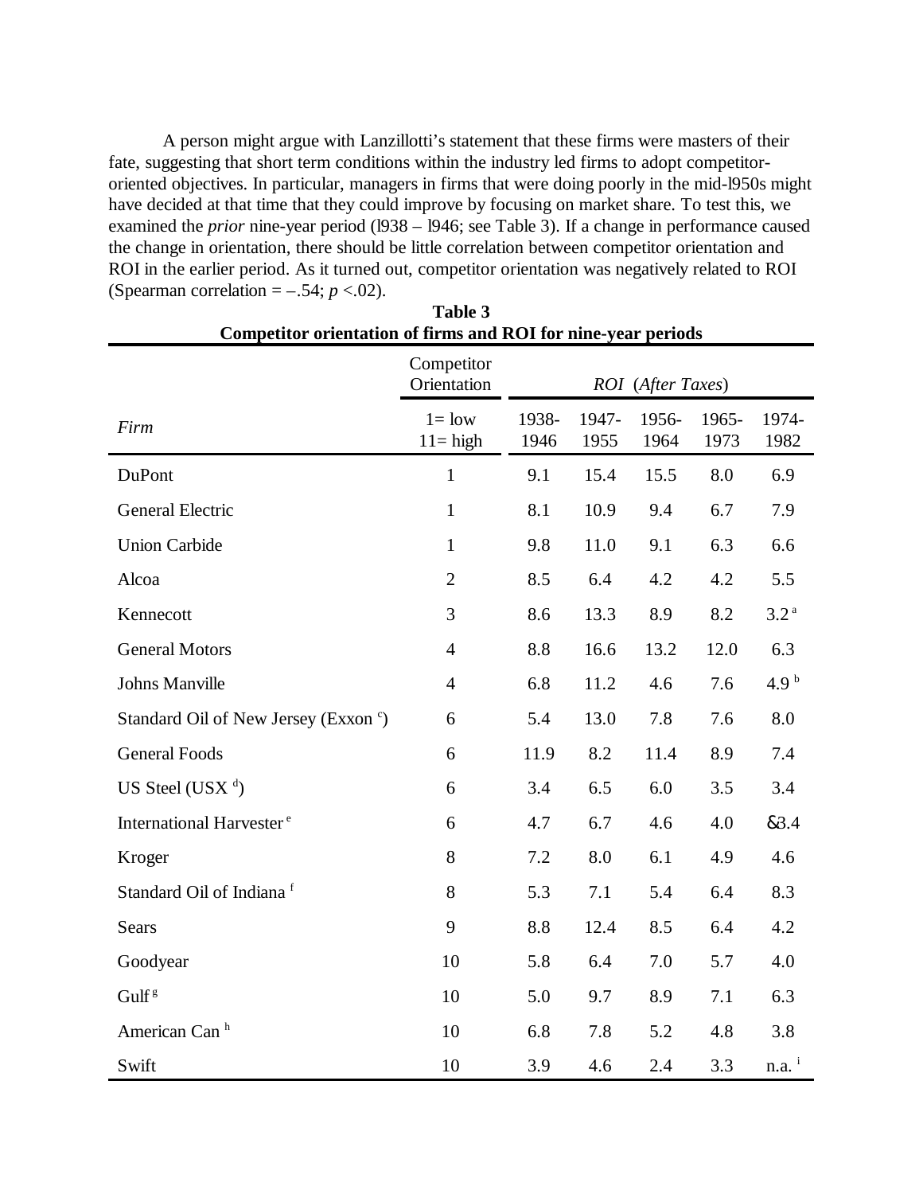A person might argue with Lanzillotti's statement that these firms were masters of their fate, suggesting that short term conditions within the industry led firms to adopt competitor-oriented objectives. In particular, managers in firms that were doing poorly in the mid-l950s might have decided at that time that they could improve by focusing on market share. To test this, we examined the *prior* nine-year period (l938 – l946; see Table 3). If a change in performance caused the change in orientation, there should be little correlation between competitor orientation and ROI in the earlier period. As it turned out, competitor orientation was negatively related to ROI (Spearman correlation = –.54; $p$ <.02).

**Table 3**
**Competitor orientation of firms and ROI for nine-year periods**

| | Competitor Orientation | *ROI* (*After Taxes*) | | | | |
|---|---|---|---|---|---|---|
| *Firm* | 1= low 11= high | 1938-1946 | 1947-1955 | 1956-1964 | 1965-1973 | 1974-1982 |
| DuPont | 1 | 9.1 | 15.4 | 15.5 | 8.0 | 6.9 |
| General Electric | 1 | 8.1 | 10.9 | 9.4 | 6.7 | 7.9 |
| Union Carbide | 1 | 9.8 | 11.0 | 9.1 | 6.3 | 6.6 |
| Alcoa | 2 | 8.5 | 6.4 | 4.2 | 4.2 | 5.5 |
| Kennecott | 3 | 8.6 | 13.3 | 8.9 | 8.2 | 3.2 [a] |
| General Motors | 4 | 8.8 | 16.6 | 13.2 | 12.0 | 6.3 |
| Johns Manville | 4 | 6.8 | 11.2 | 4.6 | 7.6 | 4.9 [b] |
| Standard Oil of New Jersey (Exxon [c]) | 6 | 5.4 | 13.0 | 7.8 | 7.6 | 8.0 |
| General Foods | 6 | 11.9 | 8.2 | 11.4 | 8.9 | 7.4 |
| US Steel (USX [d]) | 6 | 3.4 | 6.5 | 6.0 | 3.5 | 3.4 |
| International Harvester [e] | 6 | 4.7 | 6.7 | 4.6 | 4.0 | &3.4 |
| Kroger | 8 | 7.2 | 8.0 | 6.1 | 4.9 | 4.6 |
| Standard Oil of Indiana [f] | 8 | 5.3 | 7.1 | 5.4 | 6.4 | 8.3 |
| Sears | 9 | 8.8 | 12.4 | 8.5 | 6.4 | 4.2 |
| Goodyear | 10 | 5.8 | 6.4 | 7.0 | 5.7 | 4.0 |
| Gulf [g] | 10 | 5.0 | 9.7 | 8.9 | 7.1 | 6.3 |
| American Can [h] | 10 | 6.8 | 7.8 | 5.2 | 4.8 | 3.8 |
| Swift | 10 | 3.9 | 4.6 | 2.4 | 3.3 | n.a. [i] |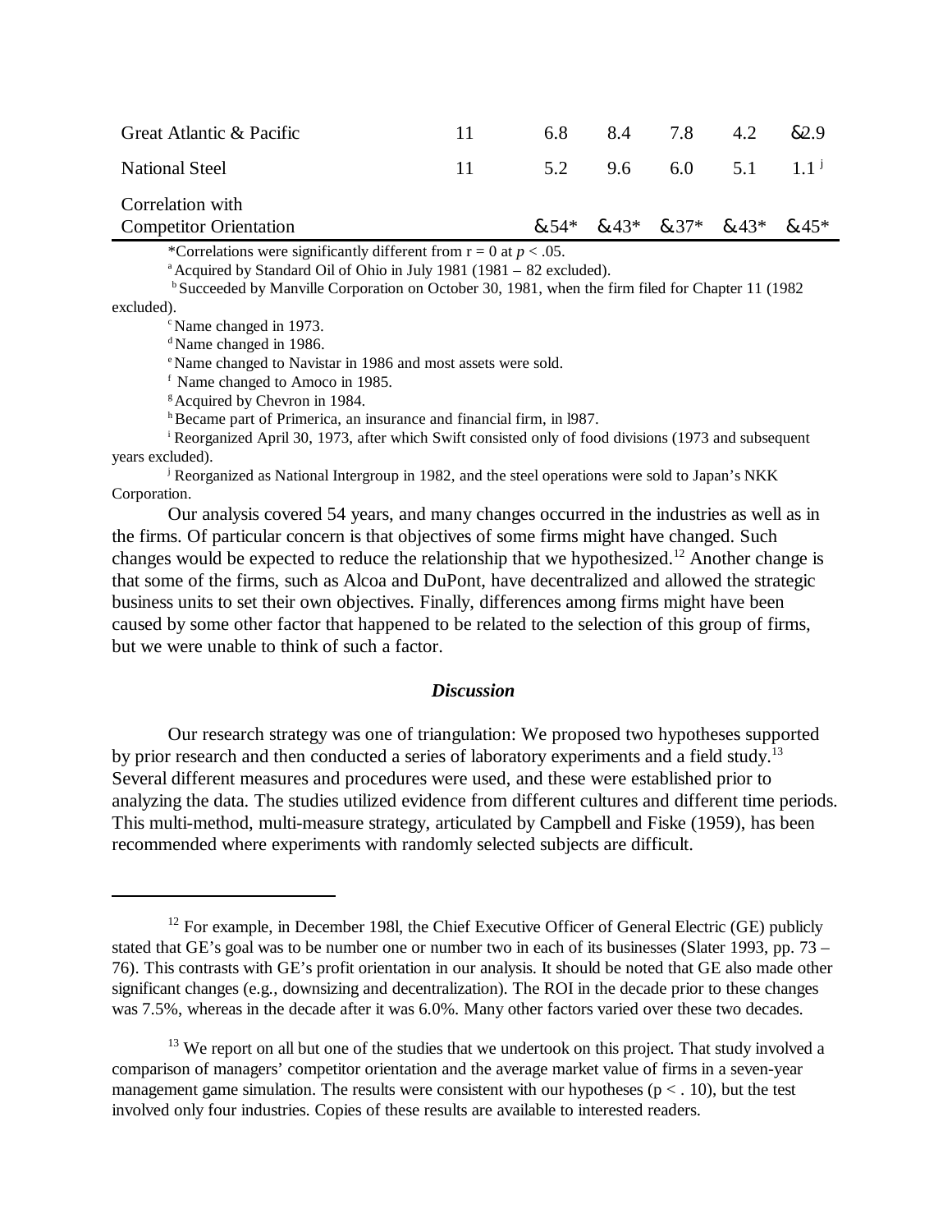| | | | | | | |
|---|---|---|---|---|---|---|
| Great Atlantic & Pacific | 11 | 6.8 | 8.4 | 7.8 | 4.2 | &2.9 |
| National Steel | 11 | 5.2 | 9.6 | 6.0 | 5.1 | 1.1 [j] |
| Correlation with Competitor Orientation | | &.54* | &.43* | &.37* | &.43* | &.45* |

*Correlations were significantly different from r = 0 at $p < .05$.

[a] Acquired by Standard Oil of Ohio in July 1981 (1981 – 82 excluded).

[b] Succeeded by Manville Corporation on October 30, 1981, when the firm filed for Chapter 11 (1982 excluded).

[c] Name changed in 1973.

[d] Name changed in 1986.

[e] Name changed to Navistar in 1986 and most assets were sold.

[f] Name changed to Amoco in 1985.

[g] Acquired by Chevron in 1984.

[h] Became part of Primerica, an insurance and financial firm, in l987.

[i] Reorganized April 30, 1973, after which Swift consisted only of food divisions (1973 and subsequent years excluded).

[j] Reorganized as National Intergroup in 1982, and the steel operations were sold to Japan's NKK Corporation.

Our analysis covered 54 years, and many changes occurred in the industries as well as in the firms. Of particular concern is that objectives of some firms might have changed. Such changes would be expected to reduce the relationship that we hypothesized.[12] Another change is that some of the firms, such as Alcoa and DuPont, have decentralized and allowed the strategic business units to set their own objectives. Finally, differences among firms might have been caused by some other factor that happened to be related to the selection of this group of firms, but we were unable to think of such a factor.

### *Discussion*

Our research strategy was one of triangulation: We proposed two hypotheses supported by prior research and then conducted a series of laboratory experiments and a field study.[13] Several different measures and procedures were used, and these were established prior to analyzing the data. The studies utilized evidence from different cultures and different time periods. This multi-method, multi-measure strategy, articulated by Campbell and Fiske (1959), has been recommended where experiments with randomly selected subjects are difficult.

---

[12] For example, in December 198l, the Chief Executive Officer of General Electric (GE) publicly stated that GE's goal was to be number one or number two in each of its businesses (Slater 1993, pp. 73 – 76). This contrasts with GE's profit orientation in our analysis. It should be noted that GE also made other significant changes (e.g., downsizing and decentralization). The ROI in the decade prior to these changes was 7.5%, whereas in the decade after it was 6.0%. Many other factors varied over these two decades.

[13] We report on all but one of the studies that we undertook on this project. That study involved a comparison of managers' competitor orientation and the average market value of firms in a seven-year management game simulation. The results were consistent with our hypotheses ($p < .10$), but the test involved only four industries. Copies of these results are available to interested readers.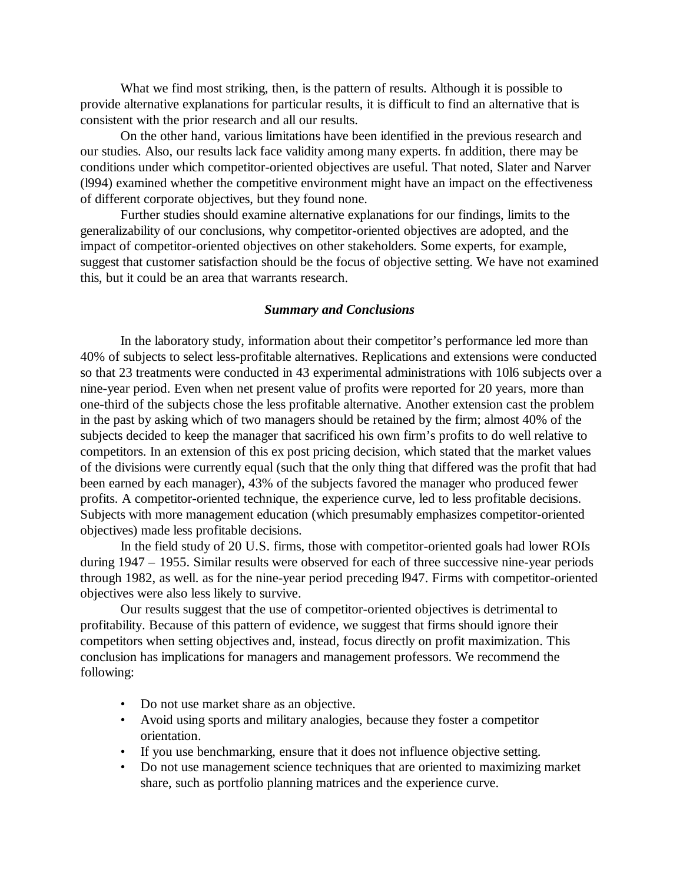What we find most striking, then, is the pattern of results. Although it is possible to provide alternative explanations for particular results, it is difficult to find an alternative that is consistent with the prior research and all our results.

On the other hand, various limitations have been identified in the previous research and our studies. Also, our results lack face validity among many experts. fn addition, there may be conditions under which competitor-oriented objectives are useful. That noted, Slater and Narver (l994) examined whether the competitive environment might have an impact on the effectiveness of different corporate objectives, but they found none.

Further studies should examine alternative explanations for our findings, limits to the generalizability of our conclusions, why competitor-oriented objectives are adopted, and the impact of competitor-oriented objectives on other stakeholders. Some experts, for example, suggest that customer satisfaction should be the focus of objective setting. We have not examined this, but it could be an area that warrants research.

### ***Summary and Conclusions***

In the laboratory study, information about their competitor's performance led more than 40% of subjects to select less-profitable alternatives. Replications and extensions were conducted so that 23 treatments were conducted in 43 experimental administrations with 10l6 subjects over a nine-year period. Even when net present value of profits were reported for 20 years, more than one-third of the subjects chose the less profitable alternative. Another extension cast the problem in the past by asking which of two managers should be retained by the firm; almost 40% of the subjects decided to keep the manager that sacrificed his own firm's profits to do well relative to competitors. In an extension of this ex post pricing decision, which stated that the market values of the divisions were currently equal (such that the only thing that differed was the profit that had been earned by each manager), 43% of the subjects favored the manager who produced fewer profits. A competitor-oriented technique, the experience curve, led to less profitable decisions. Subjects with more management education (which presumably emphasizes competitor-oriented objectives) made less profitable decisions.

In the field study of 20 U.S. firms, those with competitor-oriented goals had lower ROIs during 1947 – 1955. Similar results were observed for each of three successive nine-year periods through 1982, as well. as for the nine-year period preceding l947. Firms with competitor-oriented objectives were also less likely to survive.

Our results suggest that the use of competitor-oriented objectives is detrimental to profitability. Because of this pattern of evidence, we suggest that firms should ignore their competitors when setting objectives and, instead, focus directly on profit maximization. This conclusion has implications for managers and management professors. We recommend the following:

- Do not use market share as an objective.
- Avoid using sports and military analogies, because they foster a competitor orientation.
- If you use benchmarking, ensure that it does not influence objective setting.
- Do not use management science techniques that are oriented to maximizing market share, such as portfolio planning matrices and the experience curve.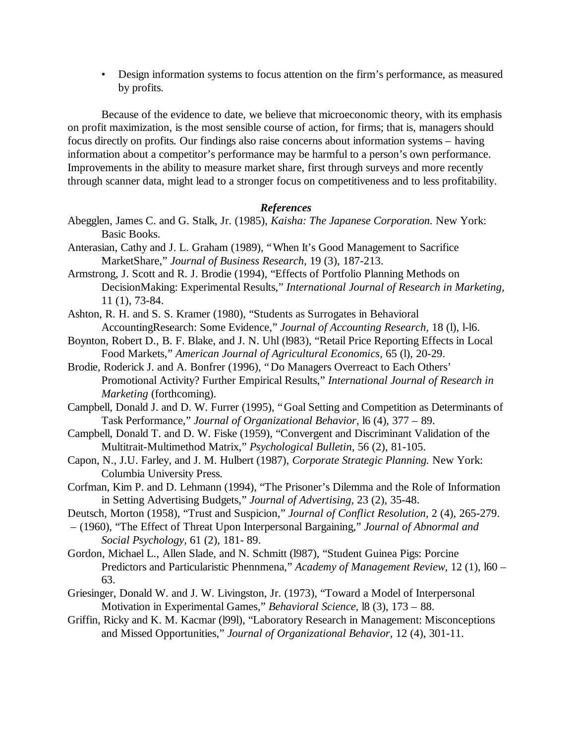- Design information systems to focus attention on the firm's performance, as measured by profits.

Because of the evidence to date, we believe that microeconomic theory, with its emphasis on profit maximization, is the most sensible course of action, for firms; that is, managers should focus directly on profits. Our findings also raise concerns about information systems – having information about a competitor's performance may be harmful to a person's own performance. Improvements in the ability to measure market share, first through surveys and more recently through scanner data, might lead to a stronger focus on competitiveness and to less profitability.

### *References*

Abegglen, James C. and G. Stalk, Jr. (1985), *Kaisha: The Japanese Corporation.* New York: Basic Books.

Anterasian, Cathy and J. L. Graham (1989), "When It's Good Management to Sacrifice MarketShare," *Journal of Business Research,* 19 (3), 187-213.

Armstrong, J. Scott and R. J. Brodie (1994), "Effects of Portfolio Planning Methods on DecisionMaking: Experimental Results," *International Journal of Research in Marketing,* 11 (1), 73-84.

Ashton, R. H. and S. S. Kramer (1980), "Students as Surrogates in Behavioral AccountingResearch: Some Evidence," *Journal of Accounting Research,* 18 (l), l-l6.

Boynton, Robert D., B. F. Blake, and J. N. Uhl (l983), "Retail Price Reporting Effects in Local Food Markets," *American Journal of Agricultural Economics,* 65 (l), 20-29.

Brodie, Roderick J. and A. Bonfrer (1996), "Do Managers Overreact to Each Others' Promotional Activity? Further Empirical Results," *International Journal of Research in Marketing* (forthcoming).

Campbell, Donald J. and D. W. Furrer (1995), "Goal Setting and Competition as Determinants of Task Performance," *Journal of Organizational Behavior,* l6 (4), 377 – 89.

Campbell, Donald T. and D. W. Fiske (1959), "Convergent and Discriminant Validation of the Multitrait-Multimethod Matrix," *Psychological Bulletin,* 56 (2), 81-105.

Capon, N., J.U. Farley, and J. M. Hulbert (1987), *Corporate Strategic Planning.* New York: Columbia University Press.

Corfman, Kim P. and D. Lehmann (1994), "The Prisoner's Dilemma and the Role of Information in Setting Advertising Budgets," *Journal of Advertising,* 23 (2), 35-48.

Deutsch, Morton (1958), "Trust and Suspicion," *Journal of Conflict Resolution,* 2 (4), 265-279.

– (1960), "The Effect of Threat Upon Interpersonal Bargaining," *Journal of Abnormal and Social Psychology,* 61 (2), 181- 89.

Gordon, Michael L., Allen Slade, and N. Schmitt (l987), "Student Guinea Pigs: Porcine Predictors and Particularistic Phennmena," *Academy of Management Review,* 12 (1), l60 – 63.

Griesinger, Donald W. and J. W. Livingston, Jr. (1973), "Toward a Model of Interpersonal Motivation in Experimental Games," *Behavioral Science,* l8 (3), 173 – 88.

Griffin, Ricky and K. M. Kacmar (l99l), "Laboratory Research in Management: Misconceptions and Missed Opportunities," *Journal of Organizational Behavior,* 12 (4), 301-11.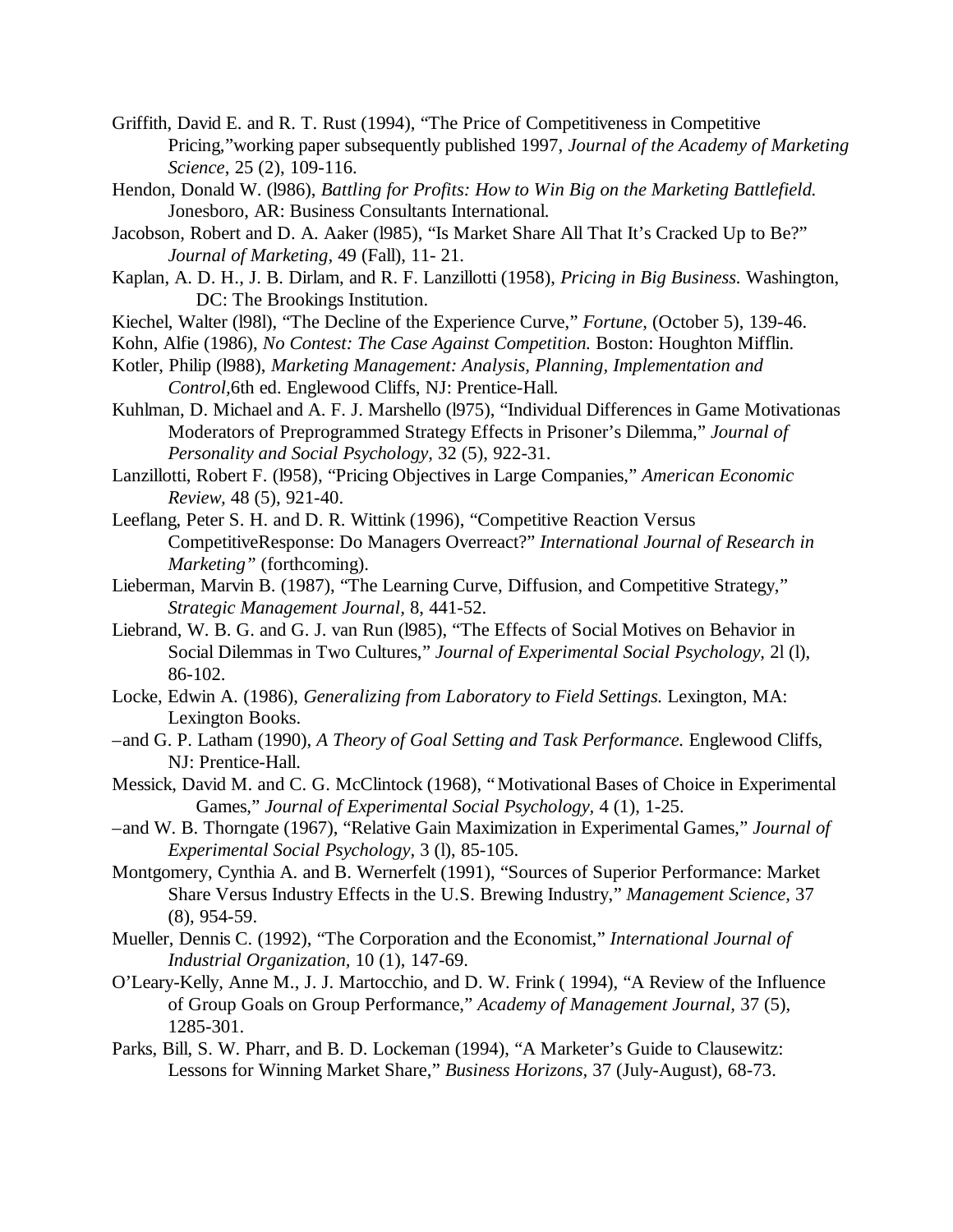Griffith, David E. and R. T. Rust (1994), "The Price of Competitiveness in Competitive Pricing,"working paper subsequently published 1997, *Journal of the Academy of Marketing Science*, 25 (2), 109-116.

Hendon, Donald W. (l986), *Battling for Profits: How to Win Big on the Marketing Battlefield.* Jonesboro, AR: Business Consultants International.

Jacobson, Robert and D. A. Aaker (l985), "Is Market Share All That It's Cracked Up to Be?" *Journal of Marketing,* 49 (Fall), 11- 21.

Kaplan, A. D. H., J. B. Dirlam, and R. F. Lanzillotti (1958), *Pricing in Big Business.* Washington, DC: The Brookings Institution.

Kiechel, Walter (l98l), "The Decline of the Experience Curve," *Fortune,* (October 5), 139-46.

Kohn, Alfie (1986), *No Contest: The Case Against Competition.* Boston: Houghton Mifflin.

Kotler, Philip (l988), *Marketing Management: Analysis, Planning, Implementation and Control,*6th ed. Englewood Cliffs, NJ: Prentice-Hall.

Kuhlman, D. Michael and A. F. J. Marshello (l975), "Individual Differences in Game Motivationas Moderators of Preprogrammed Strategy Effects in Prisoner's Dilemma," *Journal of Personality and Social Psychology,* 32 (5), 922-31.

Lanzillotti, Robert F. (l958), "Pricing Objectives in Large Companies," *American Economic Review,* 48 (5), 921-40.

Leeflang, Peter S. H. and D. R. Wittink (1996), "Competitive Reaction Versus CompetitiveResponse: Do Managers Overreact?" *International Journal of Research in Marketing"* (forthcoming).

Lieberman, Marvin B. (1987), "The Learning Curve, Diffusion, and Competitive Strategy," *Strategic Management Journal,* 8, 441-52.

Liebrand, W. B. G. and G. J. van Run (l985), "The Effects of Social Motives on Behavior in Social Dilemmas in Two Cultures," *Journal of Experimental Social Psychology,* 2l (l), 86-102.

Locke, Edwin A. (1986), *Generalizing from Laboratory to Field Settings.* Lexington, MA: Lexington Books.

–and G. P. Latham (1990), *A Theory of Goal Setting and Task Performance.* Englewood Cliffs, NJ: Prentice-Hall.

Messick, David M. and C. G. McClintock (1968), "Motivational Bases of Choice in Experimental Games," *Journal of Experimental Social Psychology,* 4 (1), 1-25.

–and W. B. Thorngate (1967), "Relative Gain Maximization in Experimental Games," *Journal of Experimental Social Psychology,* 3 (l), 85-105.

Montgomery, Cynthia A. and B. Wernerfelt (1991), "Sources of Superior Performance: Market Share Versus Industry Effects in the U.S. Brewing Industry," *Management Science,* 37 (8), 954-59.

Mueller, Dennis C. (1992), "The Corporation and the Economist," *International Journal of Industrial Organization,* 10 (1), 147-69.

O'Leary-Kelly, Anne M., J. J. Martocchio, and D. W. Frink ( 1994), "A Review of the Influence of Group Goals on Group Performance," *Academy of Management Journal,* 37 (5), 1285-301.

Parks, Bill, S. W. Pharr, and B. D. Lockeman (1994), "A Marketer's Guide to Clausewitz: Lessons for Winning Market Share," *Business Horizons,* 37 (July-August), 68-73.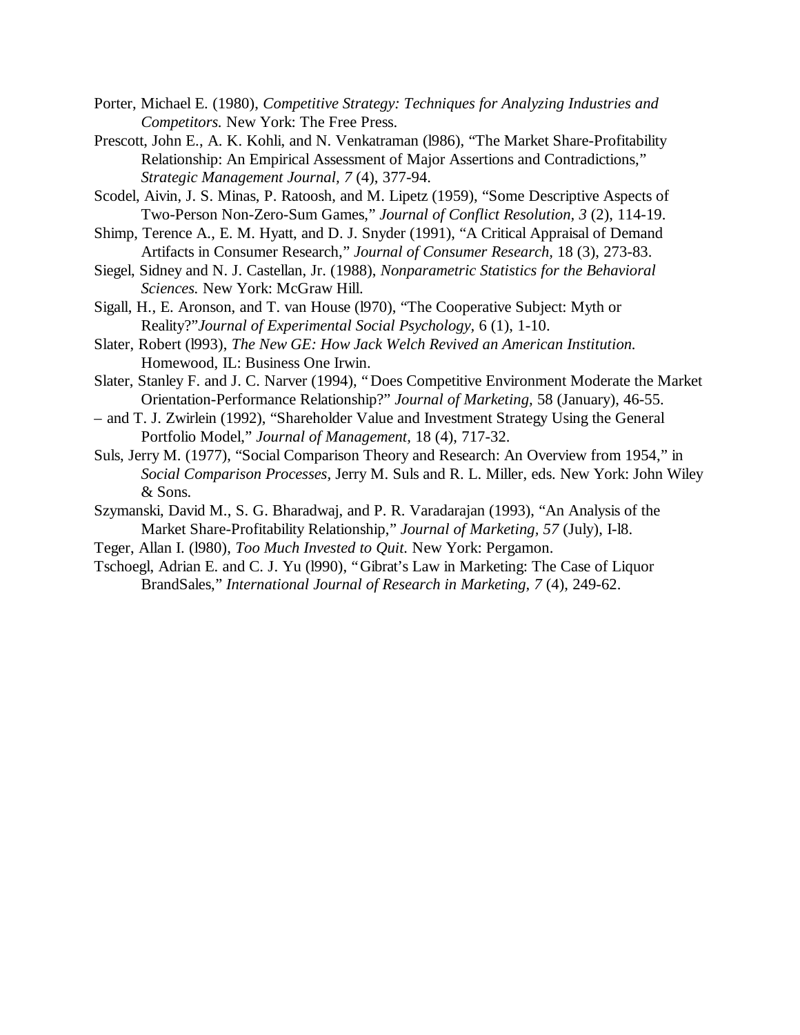Porter, Michael E. (1980), *Competitive Strategy: Techniques for Analyzing Industries and Competitors.* New York: The Free Press.

Prescott, John E., A. K. Kohli, and N. Venkatraman (l986), "The Market Share-Profitability Relationship: An Empirical Assessment of Major Assertions and Contradictions," *Strategic Management Journal, 7* (4), 377-94.

Scodel, Aivin, J. S. Minas, P. Ratoosh, and M. Lipetz (1959), "Some Descriptive Aspects of Two-Person Non-Zero-Sum Games," *Journal of Conflict Resolution, 3* (2), 114-19.

Shimp, Terence A., E. M. Hyatt, and D. J. Snyder (1991), "A Critical Appraisal of Demand Artifacts in Consumer Research," *Journal of Consumer Research,* 18 (3), 273-83.

Siegel, Sidney and N. J. Castellan, Jr. (1988), *Nonparametric Statistics for the Behavioral Sciences.* New York: McGraw Hill.

Sigall, H., E. Aronson, and T. van House (l970), "The Cooperative Subject: Myth or Reality?"*Journal of Experimental Social Psychology,* 6 (1), 1-10.

Slater, Robert (l993), *The New GE: How Jack Welch Revived an American Institution.* Homewood, IL: Business One Irwin.

Slater, Stanley F. and J. C. Narver (1994), "Does Competitive Environment Moderate the Market Orientation-Performance Relationship?" *Journal of Marketing,* 58 (January), 46-55.

– and T. J. Zwirlein (1992), "Shareholder Value and Investment Strategy Using the General Portfolio Model," *Journal of Management,* 18 (4), 717-32.

Suls, Jerry M. (1977), "Social Comparison Theory and Research: An Overview from 1954," in *Social Comparison Processes,* Jerry M. Suls and R. L. Miller, eds. New York: John Wiley & Sons.

Szymanski, David M., S. G. Bharadwaj, and P. R. Varadarajan (1993), "An Analysis of the Market Share-Profitability Relationship," *Journal of Marketing, 57* (July), I-l8.

Teger, Allan I. (l980), *Too Much Invested to Quit.* New York: Pergamon.

Tschoegl, Adrian E. and C. J. Yu (l990), "Gibrat's Law in Marketing: The Case of Liquor BrandSales," *International Journal of Research in Marketing, 7* (4), 249-62.